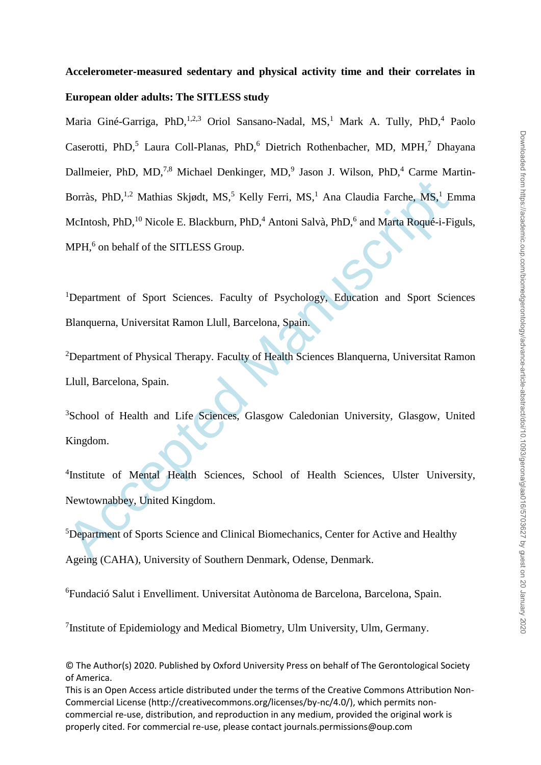# Accelerometer-measured sedentary and physical activity time and their correlates in European older adults: The SITLESS study

Maria Giné-Garriga, PhD,[1,2,3] Oriol Sansano-Nadal, MS,[1] Mark A. Tully, PhD,[4] Paolo Caserotti, PhD,[5] Laura Coll-Planas, PhD,[6] Dietrich Rothenbacher, MD, MPH,[7] Dhayana Dallmeier, PhD, MD,[7,8] Michael Denkinger, MD,[9] Jason J. Wilson, PhD,[4] Carme Martin-Borràs, PhD,[1,2] Mathias Skjødt, MS,[5] Kelly Ferri, MS,[1] Ana Claudia Farche, MS,[1] Emma McIntosh, PhD,[10] Nicole E. Blackburn, PhD,[4] Antoni Salvà, PhD,[6] and Marta Roqué-i-Figuls, MPH,[6] on behalf of the SITLESS Group.

[1]Department of Sport Sciences. Faculty of Psychology, Education and Sport Sciences Blanquerna, Universitat Ramon Llull, Barcelona, Spain.

[2]Department of Physical Therapy. Faculty of Health Sciences Blanquerna, Universitat Ramon Llull, Barcelona, Spain.

[3]School of Health and Life Sciences, Glasgow Caledonian University, Glasgow, United Kingdom.

[4]Institute of Mental Health Sciences, School of Health Sciences, Ulster University, Newtownabbey, United Kingdom.

[5]Department of Sports Science and Clinical Biomechanics, Center for Active and Healthy Ageing (CAHA), University of Southern Denmark, Odense, Denmark.

[6]Fundació Salut i Envelliment. Universitat Autònoma de Barcelona, Barcelona, Spain.

[7]Institute of Epidemiology and Medical Biometry, Ulm University, Ulm, Germany.

© The Author(s) 2020. Published by Oxford University Press on behalf of The Gerontological Society of America.
This is an Open Access article distributed under the terms of the Creative Commons Attribution Non-Commercial License (http://creativecommons.org/licenses/by-nc/4.0/), which permits non-commercial re-use, distribution, and reproduction in any medium, provided the original work is properly cited. For commercial re-use, please contact journals.permissions@oup.com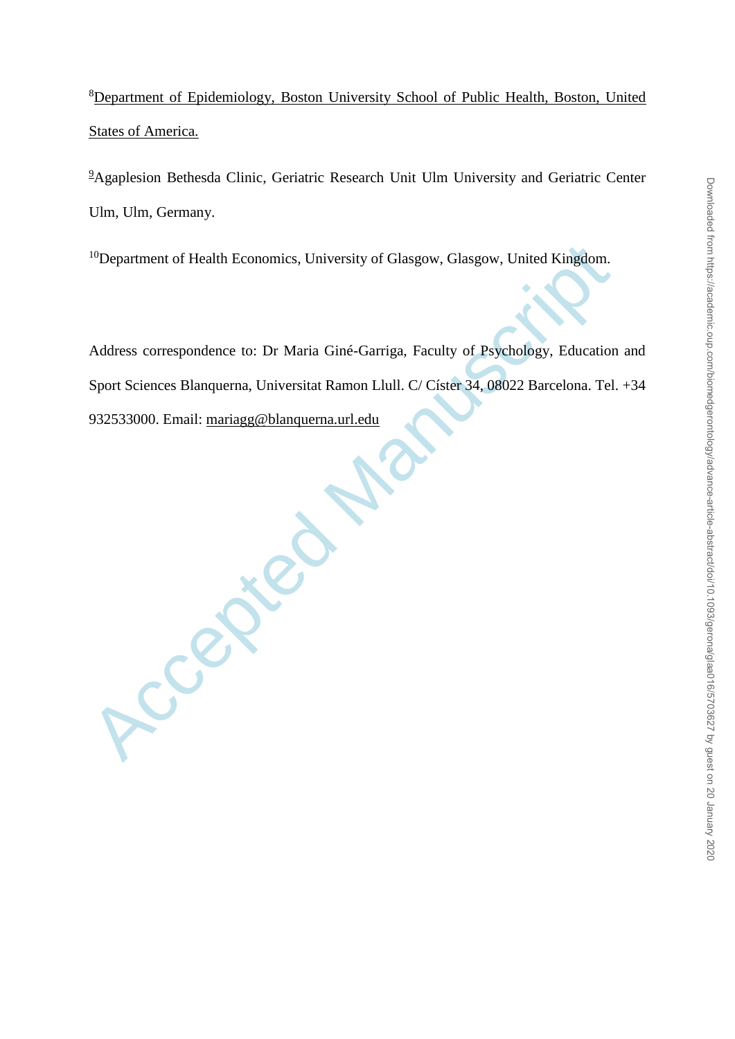[8]Department of Epidemiology, Boston University School of Public Health, Boston, United States of America.

[9]Agaplesion Bethesda Clinic, Geriatric Research Unit Ulm University and Geriatric Center Ulm, Ulm, Germany.

[10]Department of Health Economics, University of Glasgow, Glasgow, United Kingdom.

Address correspondence to: Dr Maria Giné-Garriga, Faculty of Psychology, Education and Sport Sciences Blanquerna, Universitat Ramon Llull. C/ Císter 34, 08022 Barcelona. Tel. +34 932533000. Email: mariagg@blanquerna.url.edu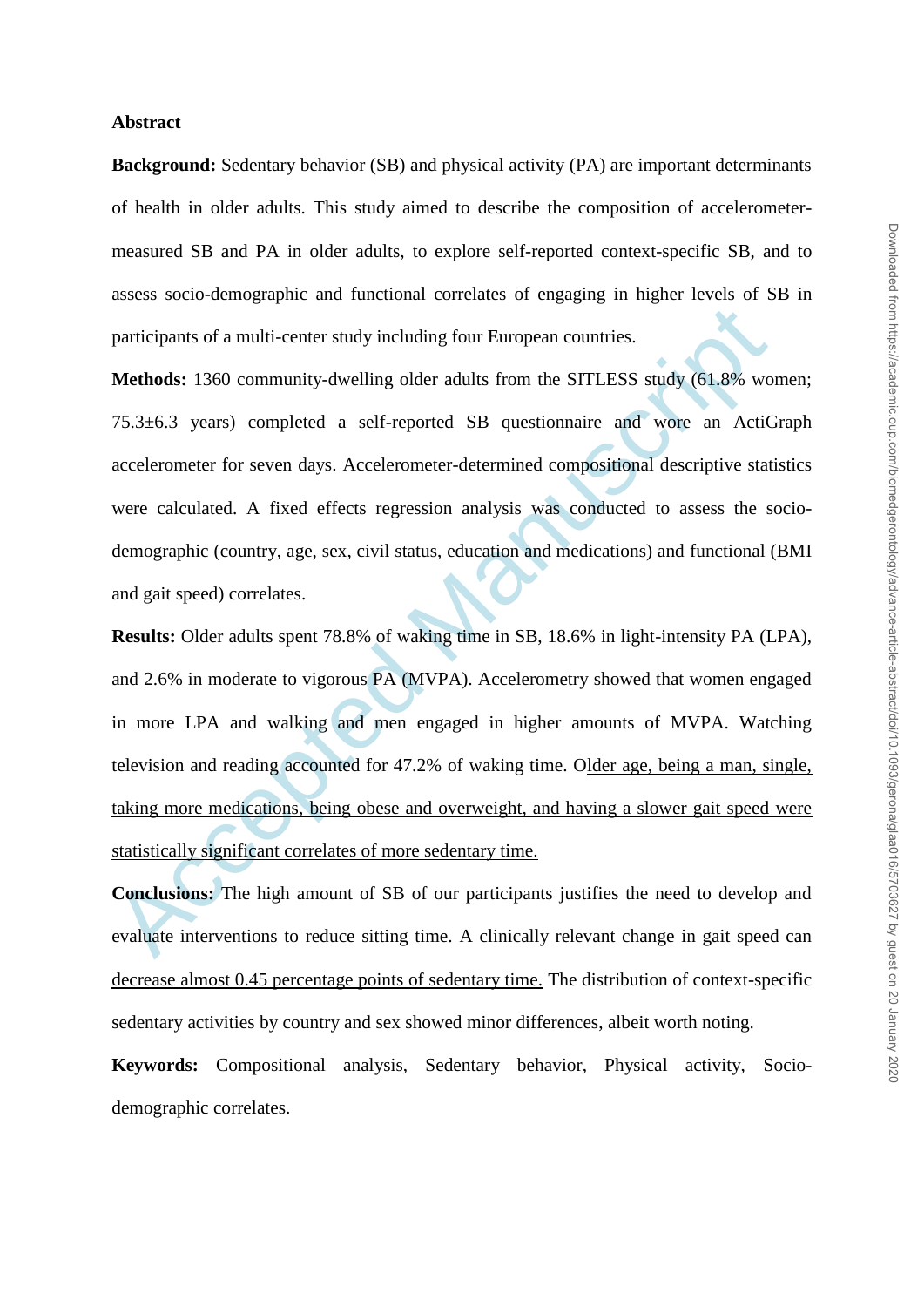**Abstract**

**Background:** Sedentary behavior (SB) and physical activity (PA) are important determinants of health in older adults. This study aimed to describe the composition of accelerometer-measured SB and PA in older adults, to explore self-reported context-specific SB, and to assess socio-demographic and functional correlates of engaging in higher levels of SB in participants of a multi-center study including four European countries.

**Methods:** 1360 community-dwelling older adults from the SITLESS study (61.8% women; 75.3±6.3 years) completed a self-reported SB questionnaire and wore an ActiGraph accelerometer for seven days. Accelerometer-determined compositional descriptive statistics were calculated. A fixed effects regression analysis was conducted to assess the socio-demographic (country, age, sex, civil status, education and medications) and functional (BMI and gait speed) correlates.

**Results:** Older adults spent 78.8% of waking time in SB, 18.6% in light-intensity PA (LPA), and 2.6% in moderate to vigorous PA (MVPA). Accelerometry showed that women engaged in more LPA and walking and men engaged in higher amounts of MVPA. Watching television and reading accounted for 47.2% of waking time. Older age, being a man, single, taking more medications, being obese and overweight, and having a slower gait speed were statistically significant correlates of more sedentary time.

**Conclusions:** The high amount of SB of our participants justifies the need to develop and evaluate interventions to reduce sitting time. A clinically relevant change in gait speed can decrease almost 0.45 percentage points of sedentary time. The distribution of context-specific sedentary activities by country and sex showed minor differences, albeit worth noting.

**Keywords:** Compositional analysis, Sedentary behavior, Physical activity, Socio-demographic correlates.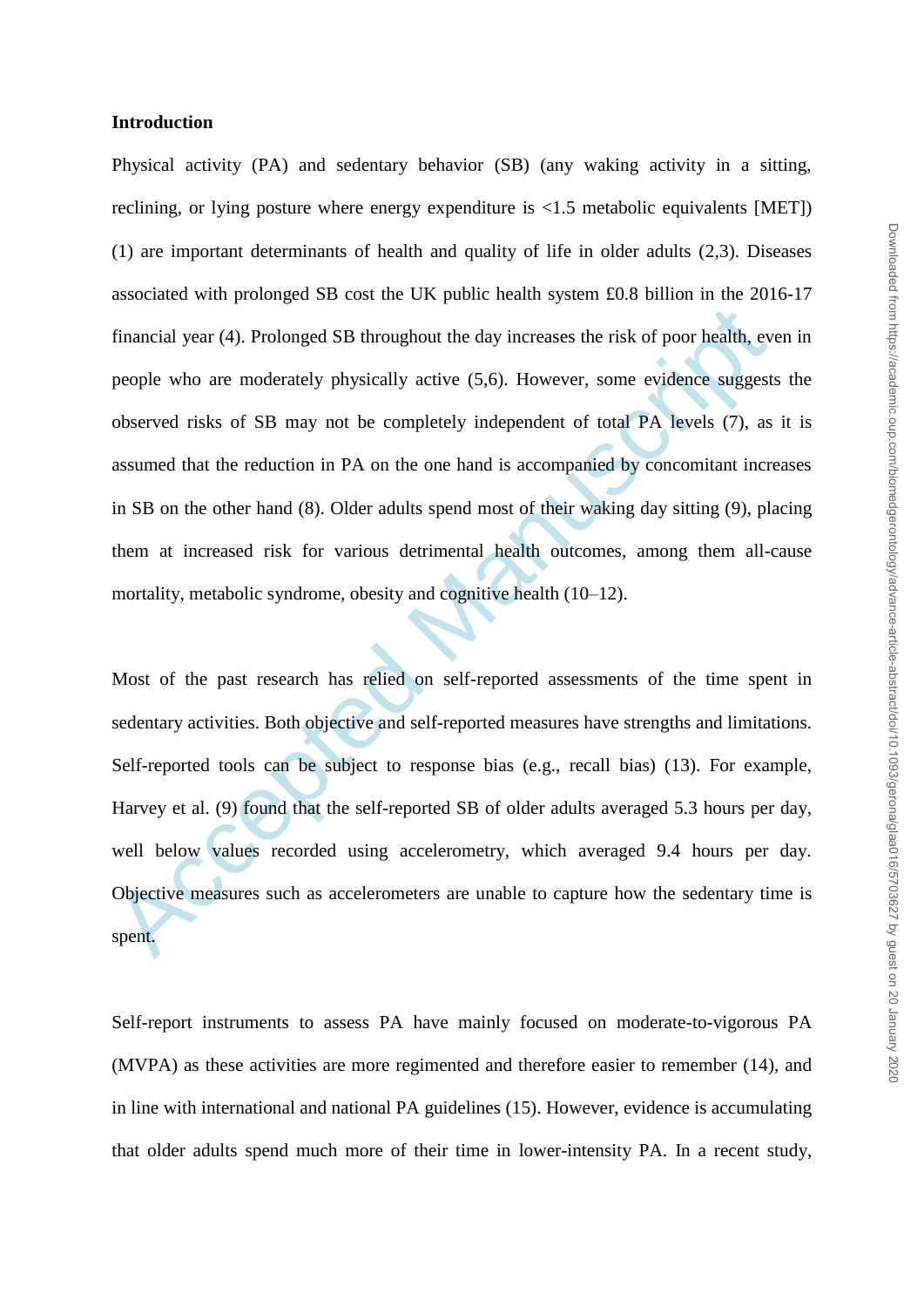## Introduction

Physical activity (PA) and sedentary behavior (SB) (any waking activity in a sitting, reclining, or lying posture where energy expenditure is <1.5 metabolic equivalents [MET]) (1) are important determinants of health and quality of life in older adults (2,3). Diseases associated with prolonged SB cost the UK public health system £0.8 billion in the 2016-17 financial year (4). Prolonged SB throughout the day increases the risk of poor health, even in people who are moderately physically active (5,6). However, some evidence suggests the observed risks of SB may not be completely independent of total PA levels (7), as it is assumed that the reduction in PA on the one hand is accompanied by concomitant increases in SB on the other hand (8). Older adults spend most of their waking day sitting (9), placing them at increased risk for various detrimental health outcomes, among them all-cause mortality, metabolic syndrome, obesity and cognitive health (10–12).

Most of the past research has relied on self-reported assessments of the time spent in sedentary activities. Both objective and self-reported measures have strengths and limitations. Self-reported tools can be subject to response bias (e.g., recall bias) (13). For example, Harvey et al. (9) found that the self-reported SB of older adults averaged 5.3 hours per day, well below values recorded using accelerometry, which averaged 9.4 hours per day. Objective measures such as accelerometers are unable to capture how the sedentary time is spent.

Self-report instruments to assess PA have mainly focused on moderate-to-vigorous PA (MVPA) as these activities are more regimented and therefore easier to remember (14), and in line with international and national PA guidelines (15). However, evidence is accumulating that older adults spend much more of their time in lower-intensity PA. In a recent study,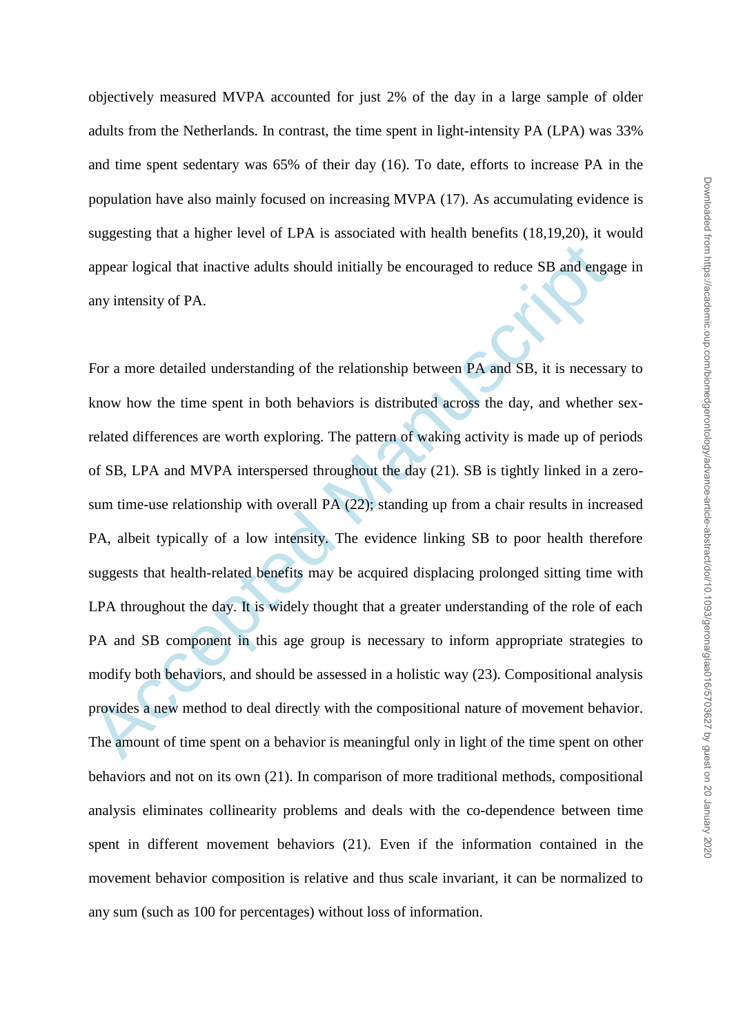objectively measured MVPA accounted for just 2% of the day in a large sample of older adults from the Netherlands. In contrast, the time spent in light-intensity PA (LPA) was 33% and time spent sedentary was 65% of their day (16). To date, efforts to increase PA in the population have also mainly focused on increasing MVPA (17). As accumulating evidence is suggesting that a higher level of LPA is associated with health benefits (18,19,20), it would appear logical that inactive adults should initially be encouraged to reduce SB and engage in any intensity of PA.

For a more detailed understanding of the relationship between PA and SB, it is necessary to know how the time spent in both behaviors is distributed across the day, and whether sex-related differences are worth exploring. The pattern of waking activity is made up of periods of SB, LPA and MVPA interspersed throughout the day (21). SB is tightly linked in a zero-sum time-use relationship with overall PA (22); standing up from a chair results in increased PA, albeit typically of a low intensity. The evidence linking SB to poor health therefore suggests that health-related benefits may be acquired displacing prolonged sitting time with LPA throughout the day. It is widely thought that a greater understanding of the role of each PA and SB component in this age group is necessary to inform appropriate strategies to modify both behaviors, and should be assessed in a holistic way (23). Compositional analysis provides a new method to deal directly with the compositional nature of movement behavior. The amount of time spent on a behavior is meaningful only in light of the time spent on other behaviors and not on its own (21). In comparison of more traditional methods, compositional analysis eliminates collinearity problems and deals with the co-dependence between time spent in different movement behaviors (21). Even if the information contained in the movement behavior composition is relative and thus scale invariant, it can be normalized to any sum (such as 100 for percentages) without loss of information.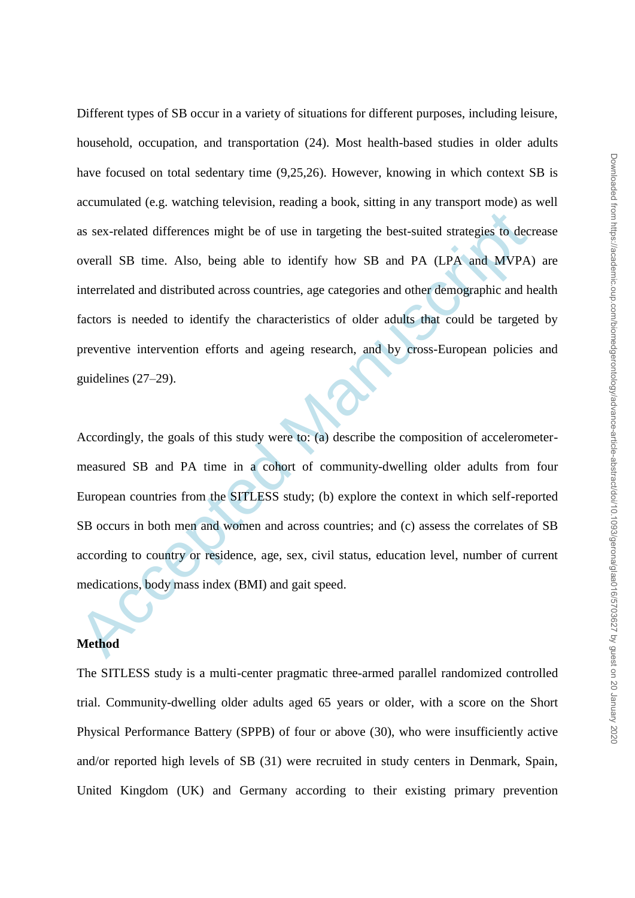Different types of SB occur in a variety of situations for different purposes, including leisure, household, occupation, and transportation (24). Most health-based studies in older adults have focused on total sedentary time (9,25,26). However, knowing in which context SB is accumulated (e.g. watching television, reading a book, sitting in any transport mode) as well as sex-related differences might be of use in targeting the best-suited strategies to decrease overall SB time. Also, being able to identify how SB and PA (LPA and MVPA) are interrelated and distributed across countries, age categories and other demographic and health factors is needed to identify the characteristics of older adults that could be targeted by preventive intervention efforts and ageing research, and by cross-European policies and guidelines (27–29).

Accordingly, the goals of this study were to: (a) describe the composition of accelerometer-measured SB and PA time in a cohort of community-dwelling older adults from four European countries from the SITLESS study; (b) explore the context in which self-reported SB occurs in both men and women and across countries; and (c) assess the correlates of SB according to country or residence, age, sex, civil status, education level, number of current medications, body mass index (BMI) and gait speed.

**Method**

The SITLESS study is a multi-center pragmatic three-armed parallel randomized controlled trial. Community-dwelling older adults aged 65 years or older, with a score on the Short Physical Performance Battery (SPPB) of four or above (30), who were insufficiently active and/or reported high levels of SB (31) were recruited in study centers in Denmark, Spain, United Kingdom (UK) and Germany according to their existing primary prevention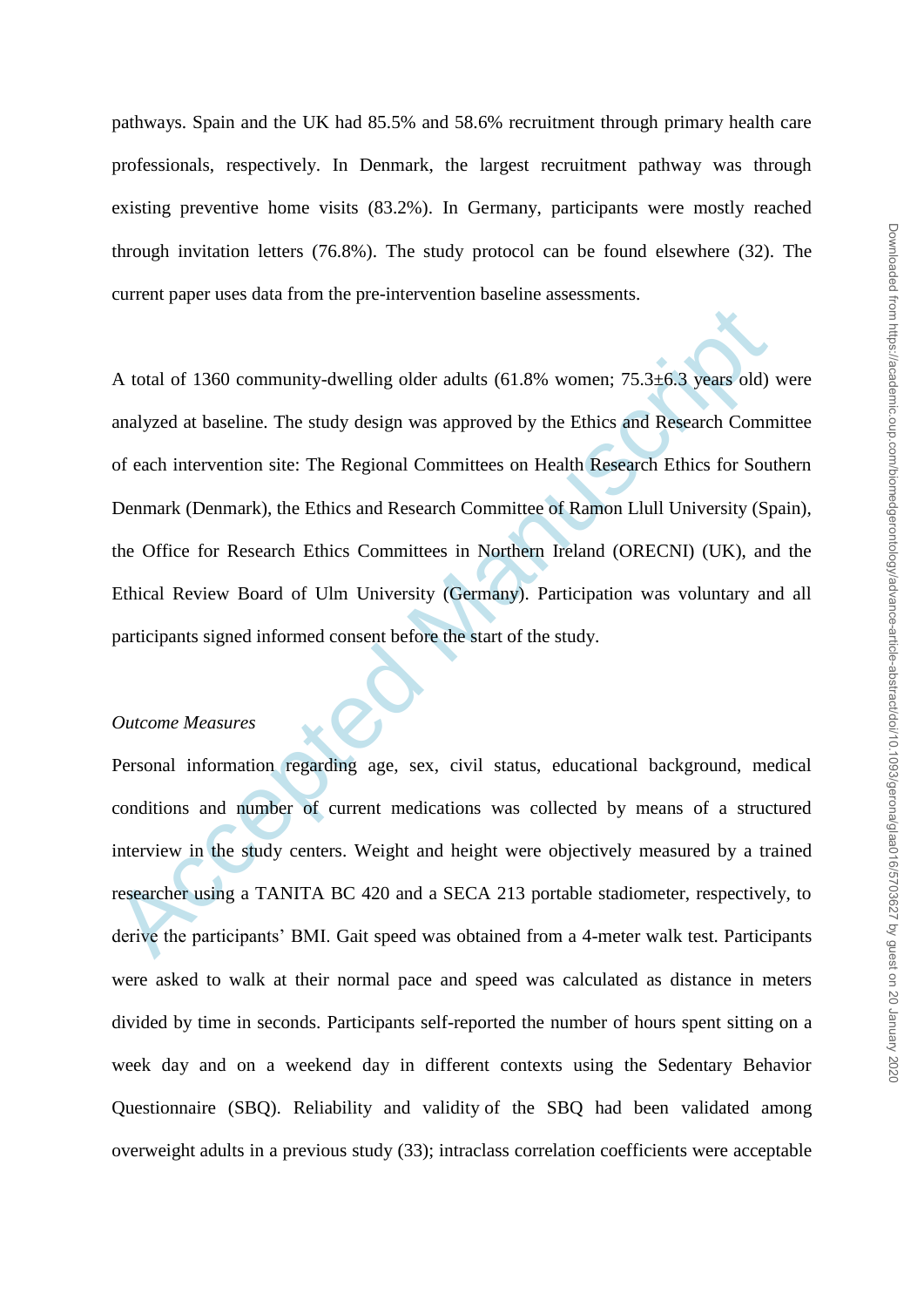pathways. Spain and the UK had 85.5% and 58.6% recruitment through primary health care professionals, respectively. In Denmark, the largest recruitment pathway was through existing preventive home visits (83.2%). In Germany, participants were mostly reached through invitation letters (76.8%). The study protocol can be found elsewhere (32). The current paper uses data from the pre-intervention baseline assessments.

A total of 1360 community-dwelling older adults (61.8% women; 75.3±6.3 years old) were analyzed at baseline. The study design was approved by the Ethics and Research Committee of each intervention site: The Regional Committees on Health Research Ethics for Southern Denmark (Denmark), the Ethics and Research Committee of Ramon Llull University (Spain), the Office for Research Ethics Committees in Northern Ireland (ORECNI) (UK), and the Ethical Review Board of Ulm University (Germany). Participation was voluntary and all participants signed informed consent before the start of the study.

*Outcome Measures*

Personal information regarding age, sex, civil status, educational background, medical conditions and number of current medications was collected by means of a structured interview in the study centers. Weight and height were objectively measured by a trained researcher using a TANITA BC 420 and a SECA 213 portable stadiometer, respectively, to derive the participants' BMI. Gait speed was obtained from a 4-meter walk test. Participants were asked to walk at their normal pace and speed was calculated as distance in meters divided by time in seconds. Participants self-reported the number of hours spent sitting on a week day and on a weekend day in different contexts using the Sedentary Behavior Questionnaire (SBQ). Reliability and validity of the SBQ had been validated among overweight adults in a previous study (33); intraclass correlation coefficients were acceptable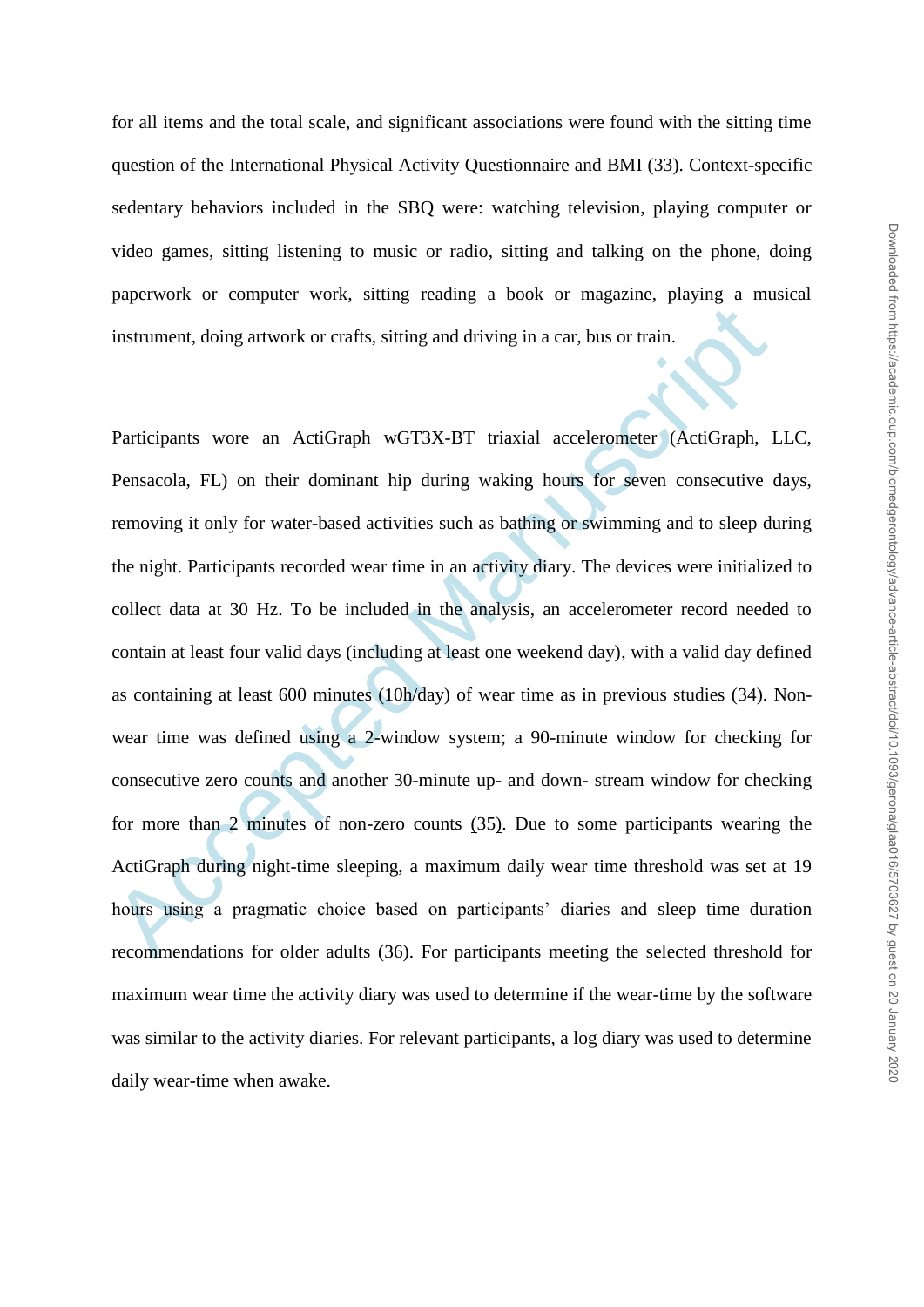for all items and the total scale, and significant associations were found with the sitting time question of the International Physical Activity Questionnaire and BMI (33). Context-specific sedentary behaviors included in the SBQ were: watching television, playing computer or video games, sitting listening to music or radio, sitting and talking on the phone, doing paperwork or computer work, sitting reading a book or magazine, playing a musical instrument, doing artwork or crafts, sitting and driving in a car, bus or train.

Participants wore an ActiGraph wGT3X-BT triaxial accelerometer (ActiGraph, LLC, Pensacola, FL) on their dominant hip during waking hours for seven consecutive days, removing it only for water-based activities such as bathing or swimming and to sleep during the night. Participants recorded wear time in an activity diary. The devices were initialized to collect data at 30 Hz. To be included in the analysis, an accelerometer record needed to contain at least four valid days (including at least one weekend day), with a valid day defined as containing at least 600 minutes (10h/day) of wear time as in previous studies (34). Non-wear time was defined using a 2-window system; a 90-minute window for checking for consecutive zero counts and another 30-minute up- and down- stream window for checking for more than 2 minutes of non-zero counts (35). Due to some participants wearing the ActiGraph during night-time sleeping, a maximum daily wear time threshold was set at 19 hours using a pragmatic choice based on participants' diaries and sleep time duration recommendations for older adults (36). For participants meeting the selected threshold for maximum wear time the activity diary was used to determine if the wear-time by the software was similar to the activity diaries. For relevant participants, a log diary was used to determine daily wear-time when awake.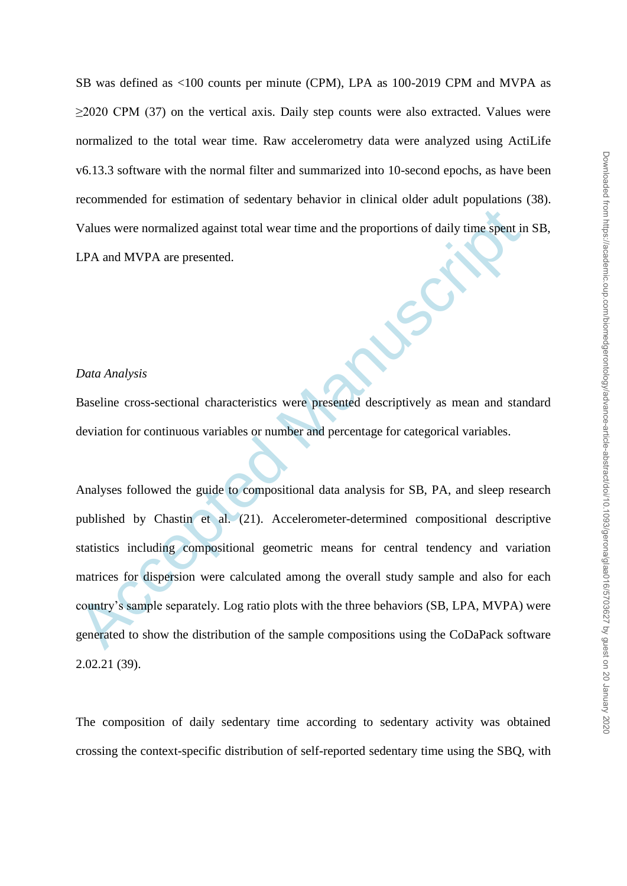SB was defined as <100 counts per minute (CPM), LPA as 100-2019 CPM and MVPA as ≥2020 CPM (37) on the vertical axis. Daily step counts were also extracted. Values were normalized to the total wear time. Raw accelerometry data were analyzed using ActiLife v6.13.3 software with the normal filter and summarized into 10-second epochs, as have been recommended for estimation of sedentary behavior in clinical older adult populations (38). Values were normalized against total wear time and the proportions of daily time spent in SB, LPA and MVPA are presented.

*Data Analysis*

Baseline cross-sectional characteristics were presented descriptively as mean and standard deviation for continuous variables or number and percentage for categorical variables.

Analyses followed the guide to compositional data analysis for SB, PA, and sleep research published by Chastin et al. (21). Accelerometer-determined compositional descriptive statistics including compositional geometric means for central tendency and variation matrices for dispersion were calculated among the overall study sample and also for each country's sample separately. Log ratio plots with the three behaviors (SB, LPA, MVPA) were generated to show the distribution of the sample compositions using the CoDaPack software 2.02.21 (39).

The composition of daily sedentary time according to sedentary activity was obtained crossing the context-specific distribution of self-reported sedentary time using the SBQ, with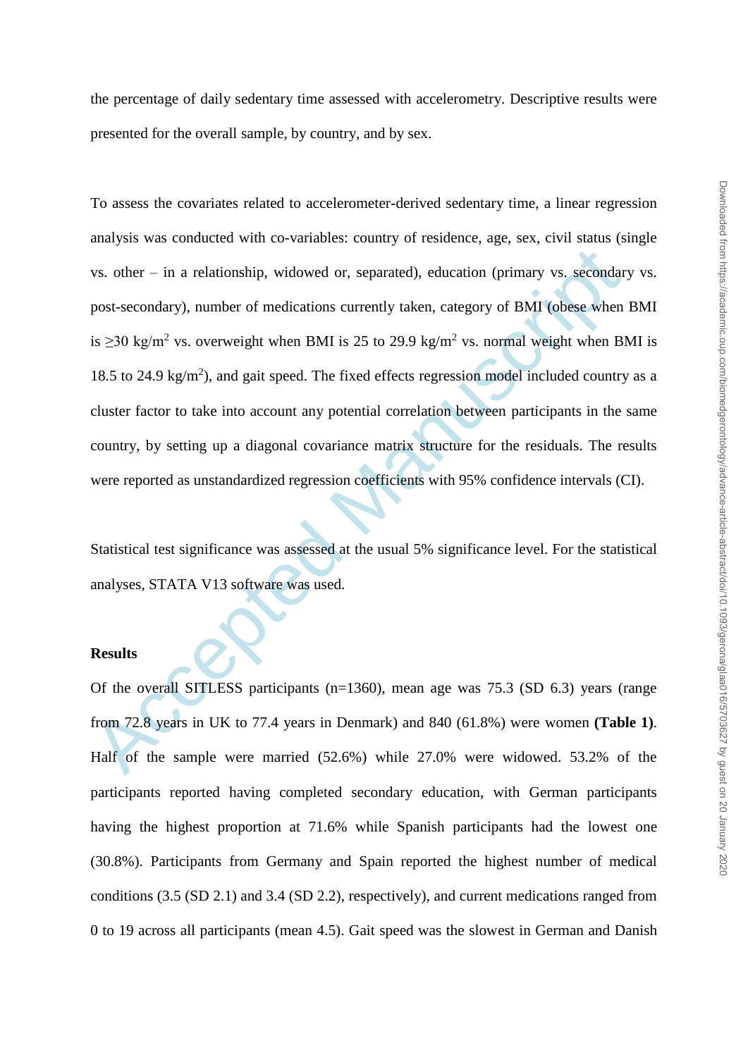the percentage of daily sedentary time assessed with accelerometry. Descriptive results were presented for the overall sample, by country, and by sex.

To assess the covariates related to accelerometer-derived sedentary time, a linear regression analysis was conducted with co-variables: country of residence, age, sex, civil status (single vs. other – in a relationship, widowed or, separated), education (primary vs. secondary vs. post-secondary), number of medications currently taken, category of BMI (obese when BMI is ≥30 kg/m$^2$ vs. overweight when BMI is 25 to 29.9 kg/m$^2$ vs. normal weight when BMI is 18.5 to 24.9 kg/m$^2$), and gait speed. The fixed effects regression model included country as a cluster factor to take into account any potential correlation between participants in the same country, by setting up a diagonal covariance matrix structure for the residuals. The results were reported as unstandardized regression coefficients with 95% confidence intervals (CI).

Statistical test significance was assessed at the usual 5% significance level. For the statistical analyses, STATA V13 software was used.

**Results**

Of the overall SITLESS participants (n=1360), mean age was 75.3 (SD 6.3) years (range from 72.8 years in UK to 77.4 years in Denmark) and 840 (61.8%) were women **(Table 1)**. Half of the sample were married (52.6%) while 27.0% were widowed. 53.2% of the participants reported having completed secondary education, with German participants having the highest proportion at 71.6% while Spanish participants had the lowest one (30.8%). Participants from Germany and Spain reported the highest number of medical conditions (3.5 (SD 2.1) and 3.4 (SD 2.2), respectively), and current medications ranged from 0 to 19 across all participants (mean 4.5). Gait speed was the slowest in German and Danish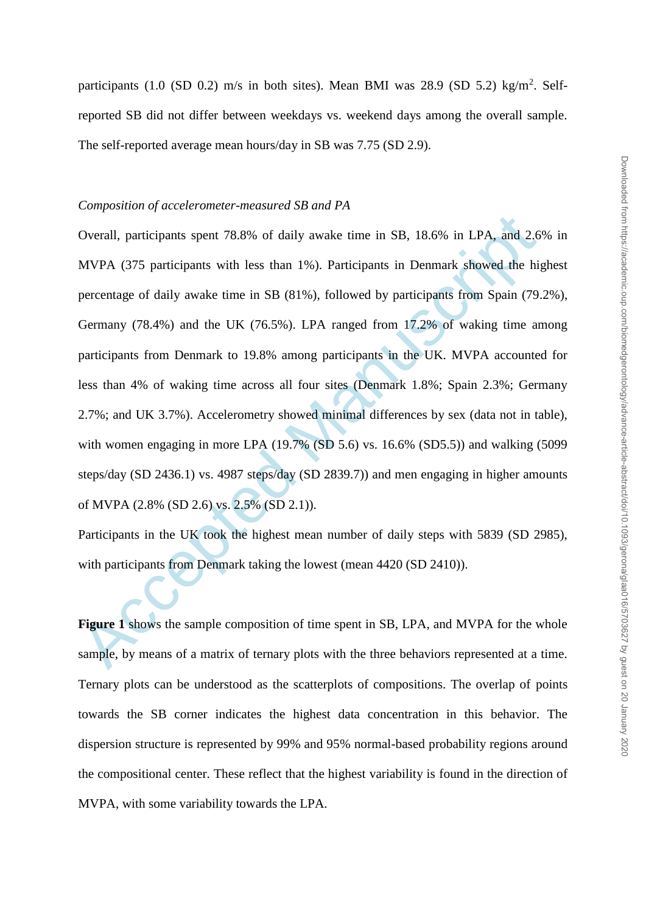participants (1.0 (SD 0.2) m/s in both sites). Mean BMI was 28.9 (SD 5.2) kg/m$^2$. Self-reported SB did not differ between weekdays vs. weekend days among the overall sample. The self-reported average mean hours/day in SB was 7.75 (SD 2.9).

*Composition of accelerometer-measured SB and PA*

Overall, participants spent 78.8% of daily awake time in SB, 18.6% in LPA, and 2.6% in MVPA (375 participants with less than 1%). Participants in Denmark showed the highest percentage of daily awake time in SB (81%), followed by participants from Spain (79.2%), Germany (78.4%) and the UK (76.5%). LPA ranged from 17.2% of waking time among participants from Denmark to 19.8% among participants in the UK. MVPA accounted for less than 4% of waking time across all four sites (Denmark 1.8%; Spain 2.3%; Germany 2.7%; and UK 3.7%). Accelerometry showed minimal differences by sex (data not in table), with women engaging in more LPA (19.7% (SD 5.6) vs. 16.6% (SD5.5)) and walking (5099 steps/day (SD 2436.1) vs. 4987 steps/day (SD 2839.7)) and men engaging in higher amounts of MVPA (2.8% (SD 2.6) vs. 2.5% (SD 2.1)).

Participants in the UK took the highest mean number of daily steps with 5839 (SD 2985), with participants from Denmark taking the lowest (mean 4420 (SD 2410)).

**Figure 1** shows the sample composition of time spent in SB, LPA, and MVPA for the whole sample, by means of a matrix of ternary plots with the three behaviors represented at a time. Ternary plots can be understood as the scatterplots of compositions. The overlap of points towards the SB corner indicates the highest data concentration in this behavior. The dispersion structure is represented by 99% and 95% normal-based probability regions around the compositional center. These reflect that the highest variability is found in the direction of MVPA, with some variability towards the LPA.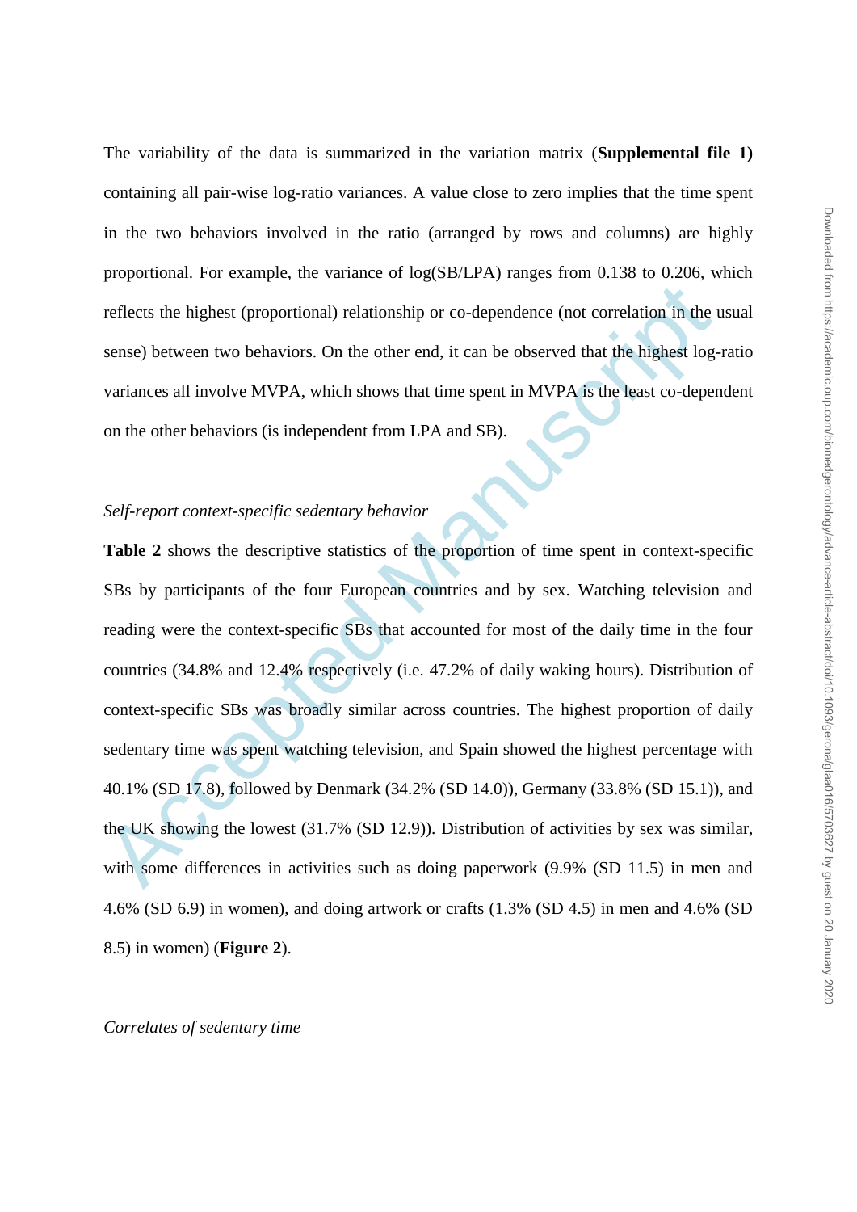The variability of the data is summarized in the variation matrix (**Supplemental file 1)** containing all pair-wise log-ratio variances. A value close to zero implies that the time spent in the two behaviors involved in the ratio (arranged by rows and columns) are highly proportional. For example, the variance of log(SB/LPA) ranges from 0.138 to 0.206, which reflects the highest (proportional) relationship or co-dependence (not correlation in the usual sense) between two behaviors. On the other end, it can be observed that the highest log-ratio variances all involve MVPA, which shows that time spent in MVPA is the least co-dependent on the other behaviors (is independent from LPA and SB).

*Self-report context-specific sedentary behavior*

**Table 2** shows the descriptive statistics of the proportion of time spent in context-specific SBs by participants of the four European countries and by sex. Watching television and reading were the context-specific SBs that accounted for most of the daily time in the four countries (34.8% and 12.4% respectively (i.e. 47.2% of daily waking hours). Distribution of context-specific SBs was broadly similar across countries. The highest proportion of daily sedentary time was spent watching television, and Spain showed the highest percentage with 40.1% (SD 17.8), followed by Denmark (34.2% (SD 14.0)), Germany (33.8% (SD 15.1)), and the UK showing the lowest (31.7% (SD 12.9)). Distribution of activities by sex was similar, with some differences in activities such as doing paperwork (9.9% (SD 11.5) in men and 4.6% (SD 6.9) in women), and doing artwork or crafts (1.3% (SD 4.5) in men and 4.6% (SD 8.5) in women) (**Figure 2**).

*Correlates of sedentary time*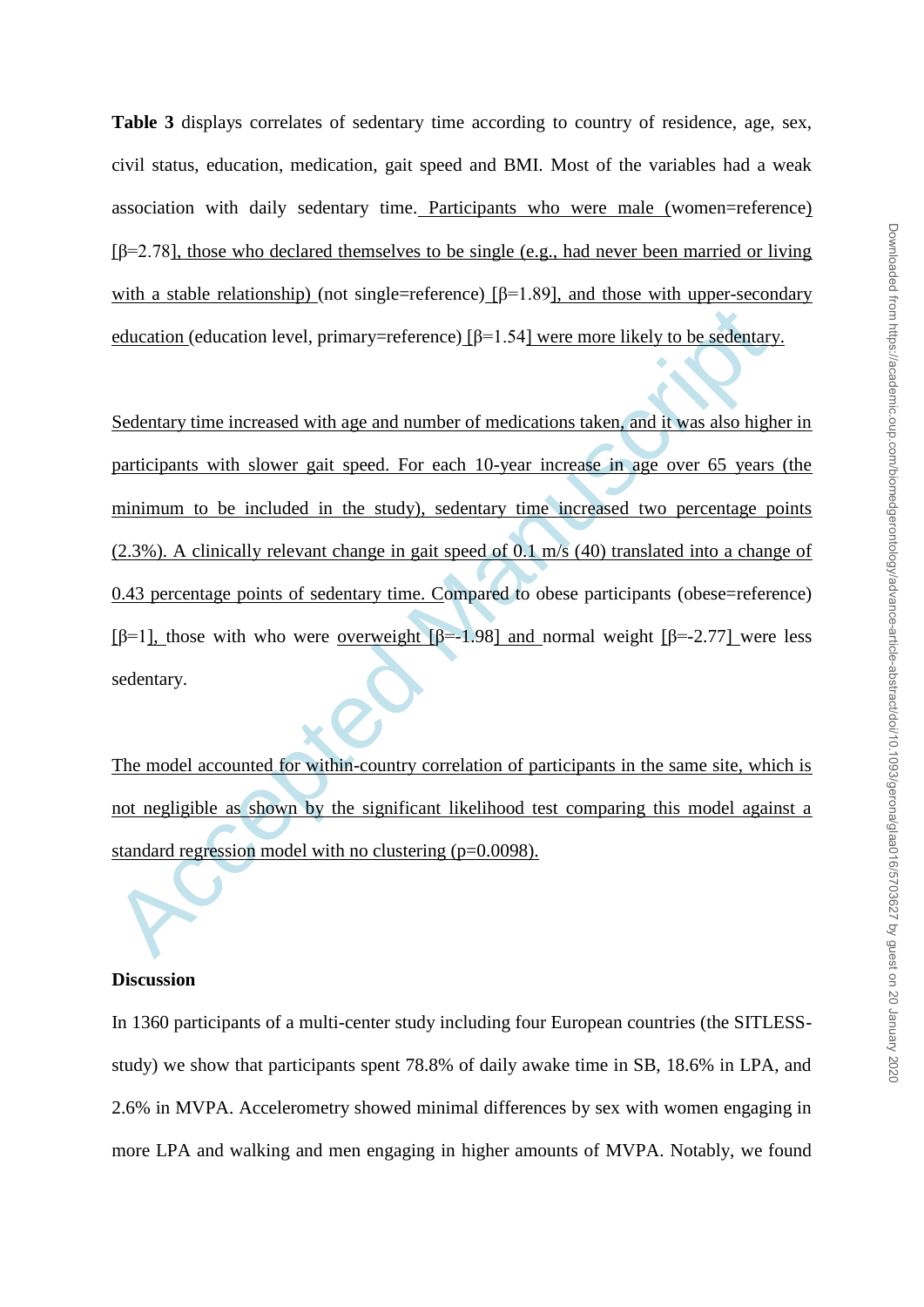**Table 3** displays correlates of sedentary time according to country of residence, age, sex, civil status, education, medication, gait speed and BMI. Most of the variables had a weak association with daily sedentary time. Participants who were male (women=reference) [β=2.78], those who declared themselves to be single (e.g., had never been married or living with a stable relationship) (not single=reference) [β=1.89], and those with upper-secondary education (education level, primary=reference) [β=1.54] were more likely to be sedentary.

Sedentary time increased with age and number of medications taken, and it was also higher in participants with slower gait speed. For each 10-year increase in age over 65 years (the minimum to be included in the study), sedentary time increased two percentage points (2.3%). A clinically relevant change in gait speed of 0.1 m/s (40) translated into a change of 0.43 percentage points of sedentary time. Compared to obese participants (obese=reference) [β=1], those with who were overweight [β=-1.98] and normal weight [β=-2.77] were less sedentary.

The model accounted for within-country correlation of participants in the same site, which is not negligible as shown by the significant likelihood test comparing this model against a standard regression model with no clustering (p=0.0098).

## Discussion

In 1360 participants of a multi-center study including four European countries (the SITLESS-study) we show that participants spent 78.8% of daily awake time in SB, 18.6% in LPA, and 2.6% in MVPA. Accelerometry showed minimal differences by sex with women engaging in more LPA and walking and men engaging in higher amounts of MVPA. Notably, we found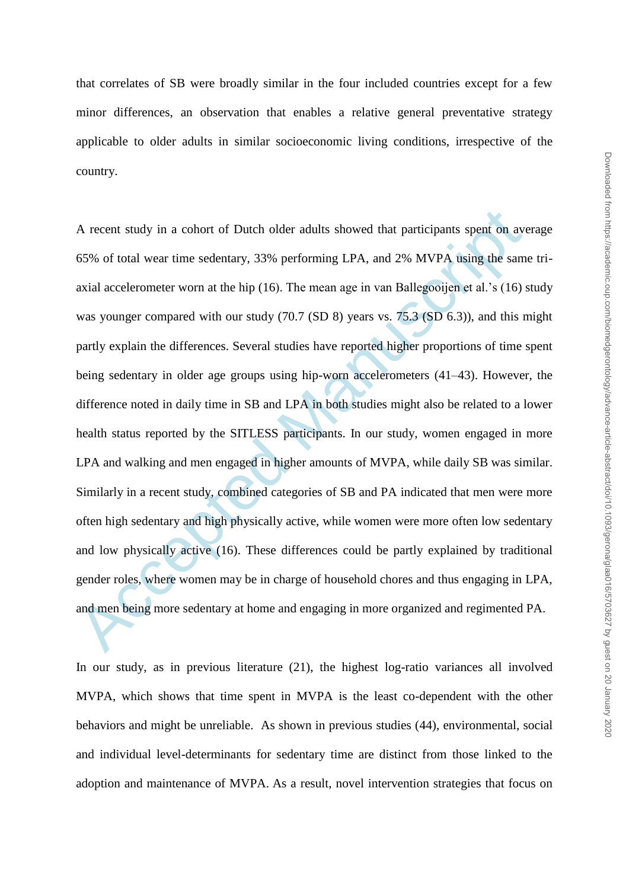that correlates of SB were broadly similar in the four included countries except for a few minor differences, an observation that enables a relative general preventative strategy applicable to older adults in similar socioeconomic living conditions, irrespective of the country.

A recent study in a cohort of Dutch older adults showed that participants spent on average 65% of total wear time sedentary, 33% performing LPA, and 2% MVPA using the same tri-axial accelerometer worn at the hip (16). The mean age in van Ballegooijen et al.'s (16) study was younger compared with our study (70.7 (SD 8) years vs. 75.3 (SD 6.3)), and this might partly explain the differences. Several studies have reported higher proportions of time spent being sedentary in older age groups using hip-worn accelerometers (41–43). However, the difference noted in daily time in SB and LPA in both studies might also be related to a lower health status reported by the SITLESS participants. In our study, women engaged in more LPA and walking and men engaged in higher amounts of MVPA, while daily SB was similar. Similarly in a recent study, combined categories of SB and PA indicated that men were more often high sedentary and high physically active, while women were more often low sedentary and low physically active (16). These differences could be partly explained by traditional gender roles, where women may be in charge of household chores and thus engaging in LPA, and men being more sedentary at home and engaging in more organized and regimented PA.

In our study, as in previous literature (21), the highest log-ratio variances all involved MVPA, which shows that time spent in MVPA is the least co-dependent with the other behaviors and might be unreliable. As shown in previous studies (44), environmental, social and individual level-determinants for sedentary time are distinct from those linked to the adoption and maintenance of MVPA. As a result, novel intervention strategies that focus on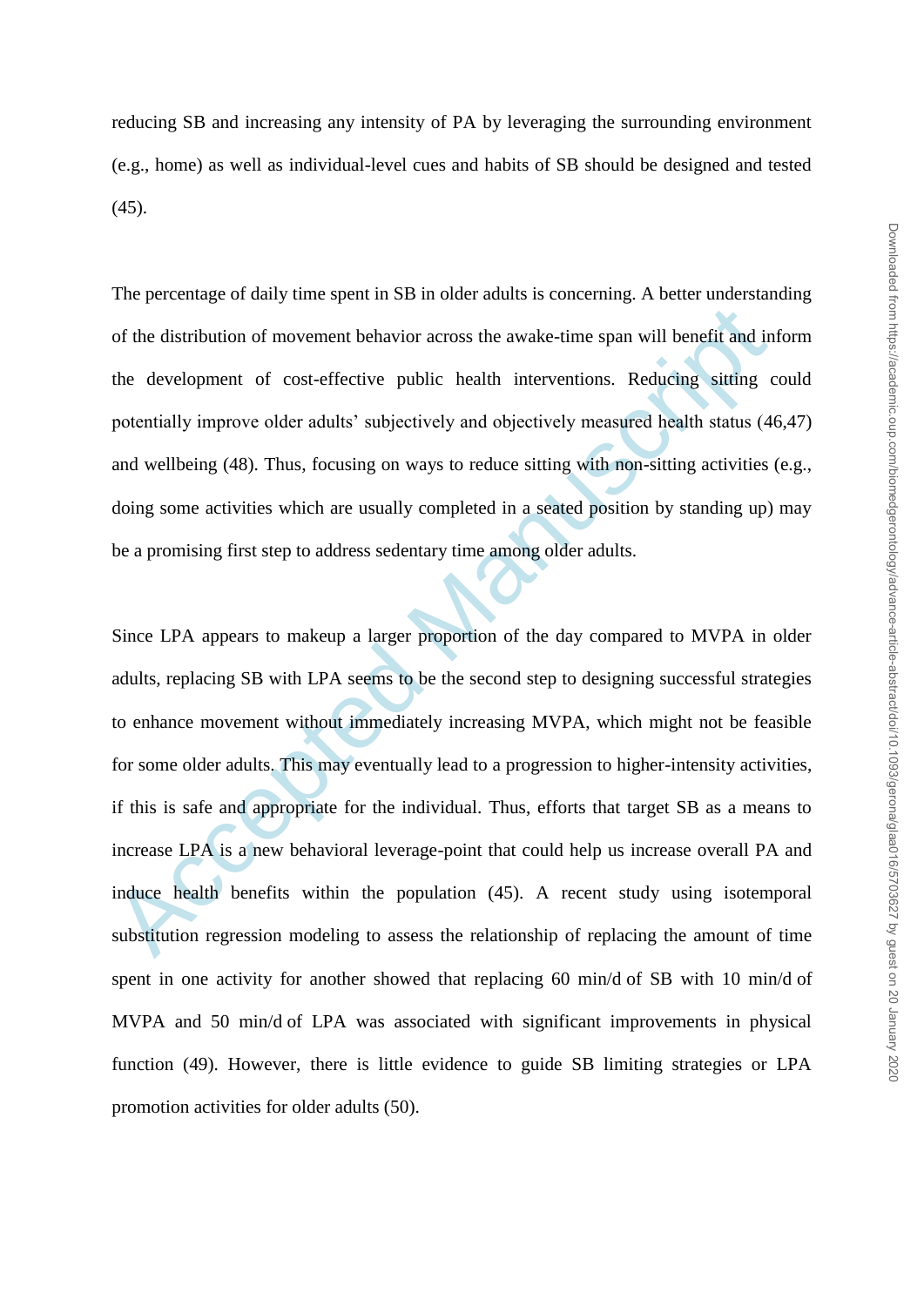reducing SB and increasing any intensity of PA by leveraging the surrounding environment (e.g., home) as well as individual-level cues and habits of SB should be designed and tested (45).

The percentage of daily time spent in SB in older adults is concerning. A better understanding of the distribution of movement behavior across the awake-time span will benefit and inform the development of cost-effective public health interventions. Reducing sitting could potentially improve older adults' subjectively and objectively measured health status (46,47) and wellbeing (48). Thus, focusing on ways to reduce sitting with non-sitting activities (e.g., doing some activities which are usually completed in a seated position by standing up) may be a promising first step to address sedentary time among older adults.

Since LPA appears to makeup a larger proportion of the day compared to MVPA in older adults, replacing SB with LPA seems to be the second step to designing successful strategies to enhance movement without immediately increasing MVPA, which might not be feasible for some older adults. This may eventually lead to a progression to higher-intensity activities, if this is safe and appropriate for the individual. Thus, efforts that target SB as a means to increase LPA is a new behavioral leverage-point that could help us increase overall PA and induce health benefits within the population (45). A recent study using isotemporal substitution regression modeling to assess the relationship of replacing the amount of time spent in one activity for another showed that replacing 60 min/d of SB with 10 min/d of MVPA and 50 min/d of LPA was associated with significant improvements in physical function (49). However, there is little evidence to guide SB limiting strategies or LPA promotion activities for older adults (50).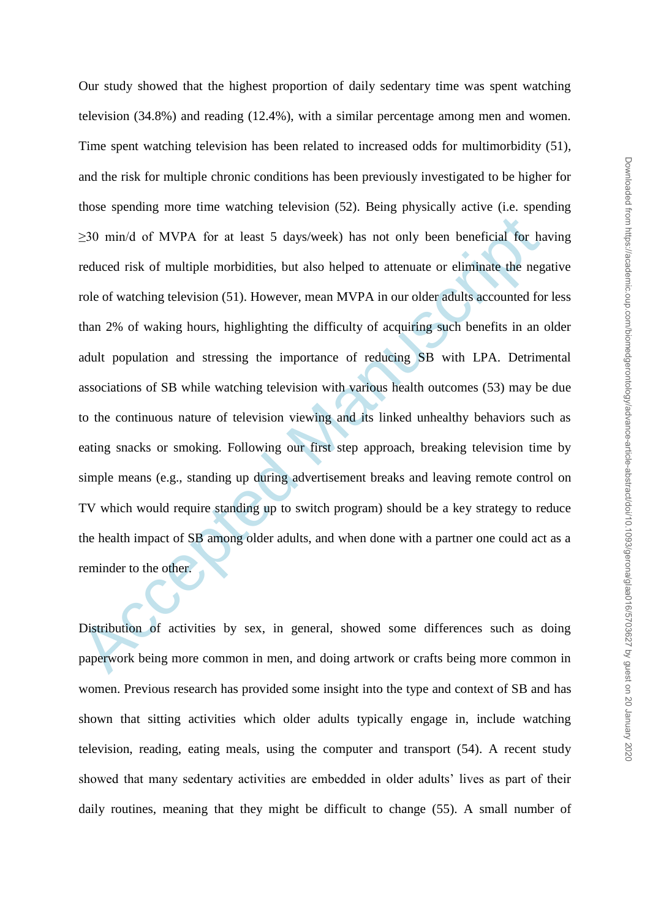Our study showed that the highest proportion of daily sedentary time was spent watching television (34.8%) and reading (12.4%), with a similar percentage among men and women. Time spent watching television has been related to increased odds for multimorbidity (51), and the risk for multiple chronic conditions has been previously investigated to be higher for those spending more time watching television (52). Being physically active (i.e. spending ≥30 min/d of MVPA for at least 5 days/week) has not only been beneficial for having reduced risk of multiple morbidities, but also helped to attenuate or eliminate the negative role of watching television (51). However, mean MVPA in our older adults accounted for less than 2% of waking hours, highlighting the difficulty of acquiring such benefits in an older adult population and stressing the importance of reducing SB with LPA. Detrimental associations of SB while watching television with various health outcomes (53) may be due to the continuous nature of television viewing and its linked unhealthy behaviors such as eating snacks or smoking. Following our first step approach, breaking television time by simple means (e.g., standing up during advertisement breaks and leaving remote control on TV which would require standing up to switch program) should be a key strategy to reduce the health impact of SB among older adults, and when done with a partner one could act as a reminder to the other.

Distribution of activities by sex, in general, showed some differences such as doing paperwork being more common in men, and doing artwork or crafts being more common in women. Previous research has provided some insight into the type and context of SB and has shown that sitting activities which older adults typically engage in, include watching television, reading, eating meals, using the computer and transport (54). A recent study showed that many sedentary activities are embedded in older adults' lives as part of their daily routines, meaning that they might be difficult to change (55). A small number of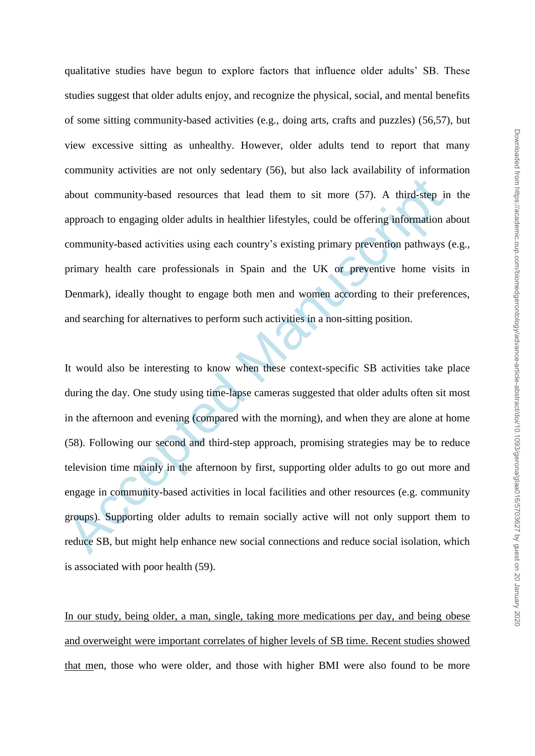qualitative studies have begun to explore factors that influence older adults' SB. These studies suggest that older adults enjoy, and recognize the physical, social, and mental benefits of some sitting community-based activities (e.g., doing arts, crafts and puzzles) (56,57), but view excessive sitting as unhealthy. However, older adults tend to report that many community activities are not only sedentary (56), but also lack availability of information about community-based resources that lead them to sit more (57). A third-step in the approach to engaging older adults in healthier lifestyles, could be offering information about community-based activities using each country's existing primary prevention pathways (e.g., primary health care professionals in Spain and the UK or preventive home visits in Denmark), ideally thought to engage both men and women according to their preferences, and searching for alternatives to perform such activities in a non-sitting position.

It would also be interesting to know when these context-specific SB activities take place during the day. One study using time-lapse cameras suggested that older adults often sit most in the afternoon and evening (compared with the morning), and when they are alone at home (58). Following our second and third-step approach, promising strategies may be to reduce television time mainly in the afternoon by first, supporting older adults to go out more and engage in community-based activities in local facilities and other resources (e.g. community groups). Supporting older adults to remain socially active will not only support them to reduce SB, but might help enhance new social connections and reduce social isolation, which is associated with poor health (59).

<u>In our study, being older, a man, single, taking more medications per day, and being obese and overweight were important correlates of higher levels of SB time. Recent studies showed that m</u>en, those who were older, and those with higher BMI were also found to be more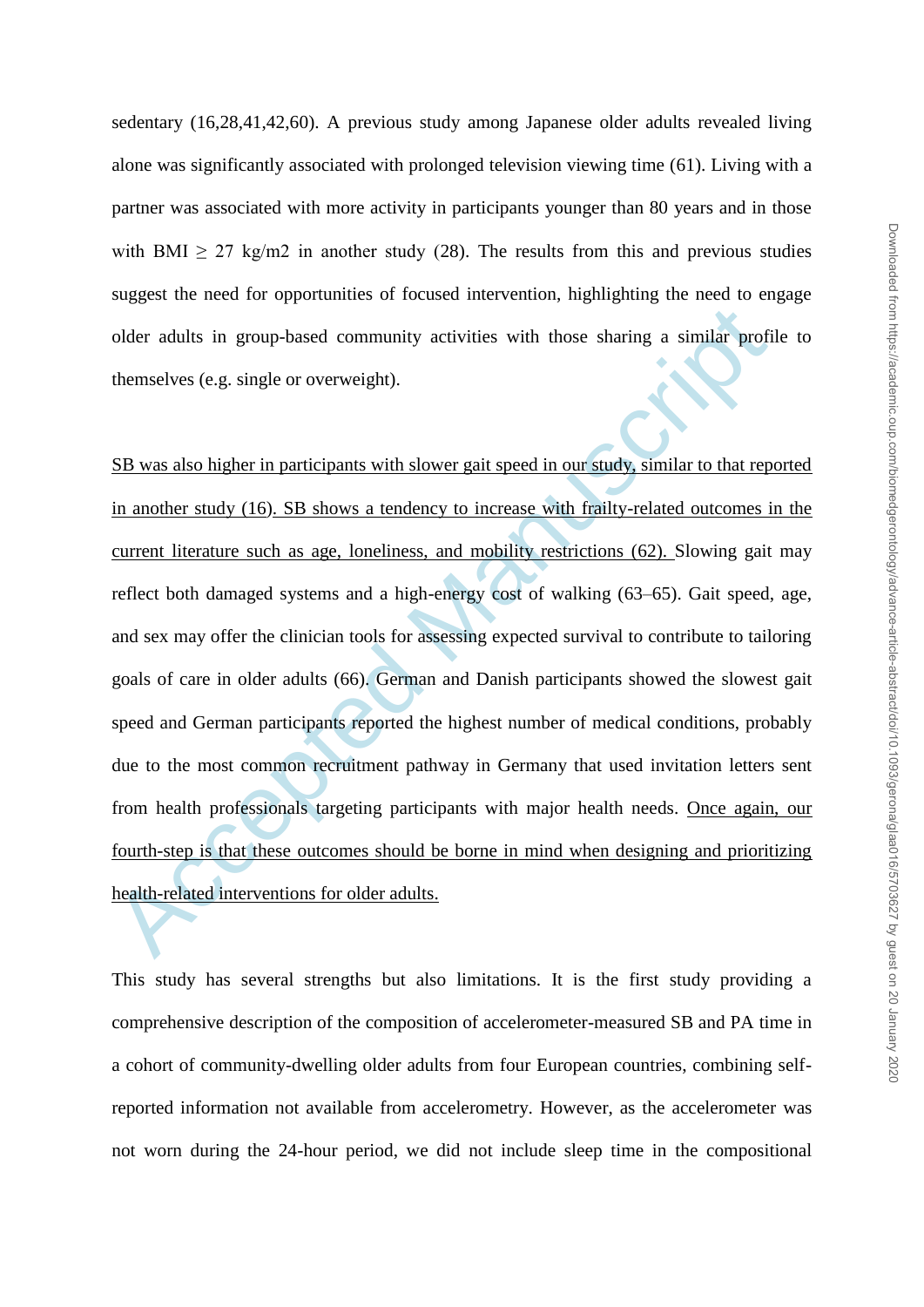sedentary (16,28,41,42,60). A previous study among Japanese older adults revealed living alone was significantly associated with prolonged television viewing time (61). Living with a partner was associated with more activity in participants younger than 80 years and in those with BMI ≥ 27 kg/m2 in another study (28). The results from this and previous studies suggest the need for opportunities of focused intervention, highlighting the need to engage older adults in group-based community activities with those sharing a similar profile to themselves (e.g. single or overweight).

SB was also higher in participants with slower gait speed in our study, similar to that reported in another study (16). SB shows a tendency to increase with frailty-related outcomes in the current literature such as age, loneliness, and mobility restrictions (62). Slowing gait may reflect both damaged systems and a high-energy cost of walking (63–65). Gait speed, age, and sex may offer the clinician tools for assessing expected survival to contribute to tailoring goals of care in older adults (66). German and Danish participants showed the slowest gait speed and German participants reported the highest number of medical conditions, probably due to the most common recruitment pathway in Germany that used invitation letters sent from health professionals targeting participants with major health needs. Once again, our fourth-step is that these outcomes should be borne in mind when designing and prioritizing health-related interventions for older adults.

This study has several strengths but also limitations. It is the first study providing a comprehensive description of the composition of accelerometer-measured SB and PA time in a cohort of community-dwelling older adults from four European countries, combining self-reported information not available from accelerometry. However, as the accelerometer was not worn during the 24-hour period, we did not include sleep time in the compositional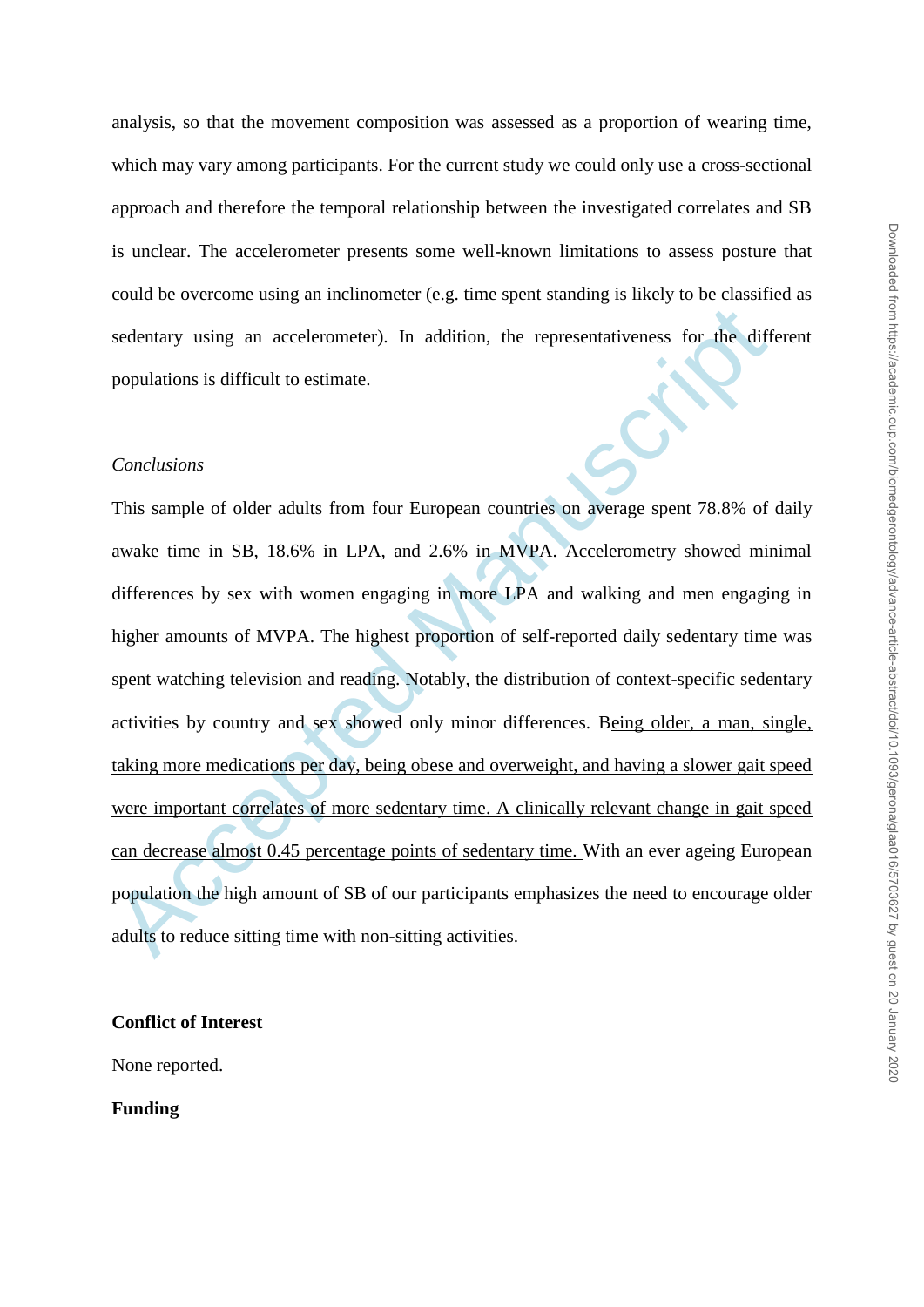analysis, so that the movement composition was assessed as a proportion of wearing time, which may vary among participants. For the current study we could only use a cross-sectional approach and therefore the temporal relationship between the investigated correlates and SB is unclear. The accelerometer presents some well-known limitations to assess posture that could be overcome using an inclinometer (e.g. time spent standing is likely to be classified as sedentary using an accelerometer). In addition, the representativeness for the different populations is difficult to estimate.

*Conclusions*

This sample of older adults from four European countries on average spent 78.8% of daily awake time in SB, 18.6% in LPA, and 2.6% in MVPA. Accelerometry showed minimal differences by sex with women engaging in more LPA and walking and men engaging in higher amounts of MVPA. The highest proportion of self-reported daily sedentary time was spent watching television and reading. Notably, the distribution of context-specific sedentary activities by country and sex showed only minor differences. Being older, a man, single, taking more medications per day, being obese and overweight, and having a slower gait speed were important correlates of more sedentary time. A clinically relevant change in gait speed can decrease almost 0.45 percentage points of sedentary time. With an ever ageing European population the high amount of SB of our participants emphasizes the need to encourage older adults to reduce sitting time with non-sitting activities.

**Conflict of Interest**

None reported.

**Funding**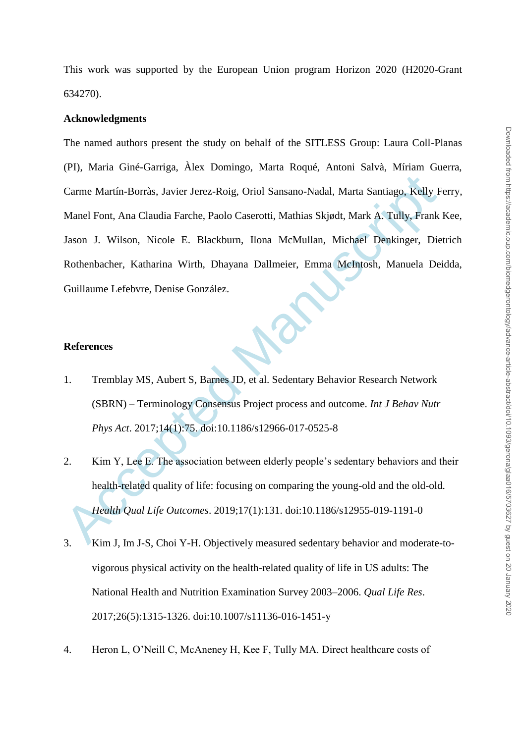This work was supported by the European Union program Horizon 2020 (H2020-Grant 634270).

**Acknowledgments**

The named authors present the study on behalf of the SITLESS Group: Laura Coll-Planas (PI), Maria Giné-Garriga, Àlex Domingo, Marta Roqué, Antoni Salvà, Míriam Guerra, Carme Martín-Borràs, Javier Jerez-Roig, Oriol Sansano-Nadal, Marta Santiago, Kelly Ferry, Manel Font, Ana Claudia Farche, Paolo Caserotti, Mathias Skjødt, Mark A. Tully, Frank Kee, Jason J. Wilson, Nicole E. Blackburn, Ilona McMullan, Michael Denkinger, Dietrich Rothenbacher, Katharina Wirth, Dhayana Dallmeier, Emma McIntosh, Manuela Deidda, Guillaume Lefebvre, Denise González.

**References**

1. Tremblay MS, Aubert S, Barnes JD, et al. Sedentary Behavior Research Network (SBRN) – Terminology Consensus Project process and outcome. *Int J Behav Nutr Phys Act*. 2017;14(1):75. doi:10.1186/s12966-017-0525-8

2. Kim Y, Lee E. The association between elderly people's sedentary behaviors and their health-related quality of life: focusing on comparing the young-old and the old-old. *Health Qual Life Outcomes*. 2019;17(1):131. doi:10.1186/s12955-019-1191-0

3. Kim J, Im J-S, Choi Y-H. Objectively measured sedentary behavior and moderate-to-vigorous physical activity on the health-related quality of life in US adults: The National Health and Nutrition Examination Survey 2003–2006. *Qual Life Res*. 2017;26(5):1315-1326. doi:10.1007/s11136-016-1451-y

4. Heron L, O'Neill C, McAneney H, Kee F, Tully MA. Direct healthcare costs of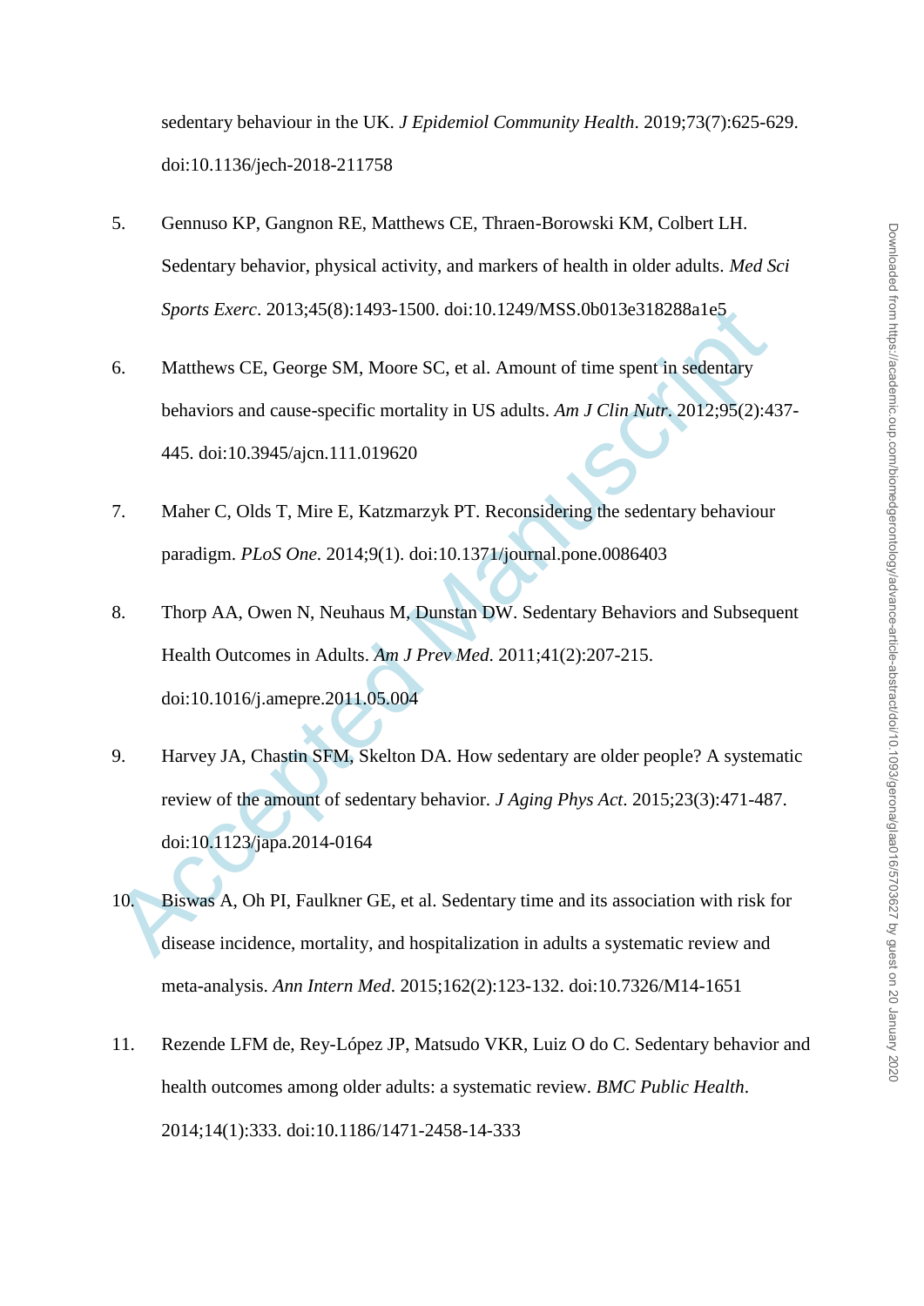sedentary behaviour in the UK. *J Epidemiol Community Health*. 2019;73(7):625-629. doi:10.1136/jech-2018-211758

5. Gennuso KP, Gangnon RE, Matthews CE, Thraen-Borowski KM, Colbert LH. Sedentary behavior, physical activity, and markers of health in older adults. *Med Sci Sports Exerc*. 2013;45(8):1493-1500. doi:10.1249/MSS.0b013e318288a1e5

6. Matthews CE, George SM, Moore SC, et al. Amount of time spent in sedentary behaviors and cause-specific mortality in US adults. *Am J Clin Nutr*. 2012;95(2):437-445. doi:10.3945/ajcn.111.019620

7. Maher C, Olds T, Mire E, Katzmarzyk PT. Reconsidering the sedentary behaviour paradigm. *PLoS One*. 2014;9(1). doi:10.1371/journal.pone.0086403

8. Thorp AA, Owen N, Neuhaus M, Dunstan DW. Sedentary Behaviors and Subsequent Health Outcomes in Adults. *Am J Prev Med*. 2011;41(2):207-215. doi:10.1016/j.amepre.2011.05.004

9. Harvey JA, Chastin SFM, Skelton DA. How sedentary are older people? A systematic review of the amount of sedentary behavior. *J Aging Phys Act*. 2015;23(3):471-487. doi:10.1123/japa.2014-0164

10. Biswas A, Oh PI, Faulkner GE, et al. Sedentary time and its association with risk for disease incidence, mortality, and hospitalization in adults a systematic review and meta-analysis. *Ann Intern Med*. 2015;162(2):123-132. doi:10.7326/M14-1651

11. Rezende LFM de, Rey-López JP, Matsudo VKR, Luiz O do C. Sedentary behavior and health outcomes among older adults: a systematic review. *BMC Public Health*. 2014;14(1):333. doi:10.1186/1471-2458-14-333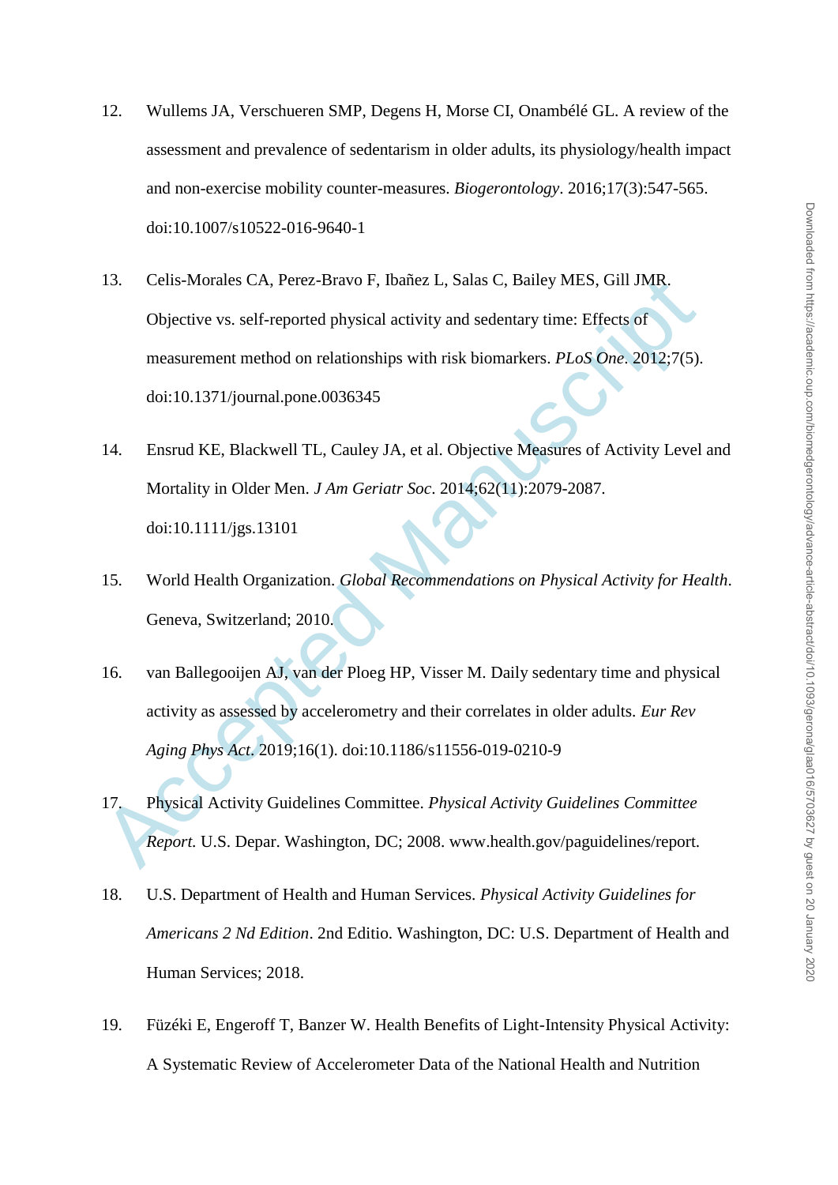12. Wullems JA, Verschueren SMP, Degens H, Morse CI, Onambélé GL. A review of the assessment and prevalence of sedentarism in older adults, its physiology/health impact and non-exercise mobility counter-measures. *Biogerontology*. 2016;17(3):547-565. doi:10.1007/s10522-016-9640-1

13. Celis-Morales CA, Perez-Bravo F, Ibañez L, Salas C, Bailey MES, Gill JMR. Objective vs. self-reported physical activity and sedentary time: Effects of measurement method on relationships with risk biomarkers. *PLoS One*. 2012;7(5). doi:10.1371/journal.pone.0036345

14. Ensrud KE, Blackwell TL, Cauley JA, et al. Objective Measures of Activity Level and Mortality in Older Men. *J Am Geriatr Soc*. 2014;62(11):2079-2087. doi:10.1111/jgs.13101

15. World Health Organization. *Global Recommendations on Physical Activity for Health*. Geneva, Switzerland; 2010.

16. van Ballegooijen AJ, van der Ploeg HP, Visser M. Daily sedentary time and physical activity as assessed by accelerometry and their correlates in older adults. *Eur Rev Aging Phys Act*. 2019;16(1). doi:10.1186/s11556-019-0210-9

17. Physical Activity Guidelines Committee. *Physical Activity Guidelines Committee Report*. U.S. Depar. Washington, DC; 2008. www.health.gov/paguidelines/report.

18. U.S. Department of Health and Human Services. *Physical Activity Guidelines for Americans 2 Nd Edition*. 2nd Editio. Washington, DC: U.S. Department of Health and Human Services; 2018.

19. Füzéki E, Engeroff T, Banzer W. Health Benefits of Light-Intensity Physical Activity: A Systematic Review of Accelerometer Data of the National Health and Nutrition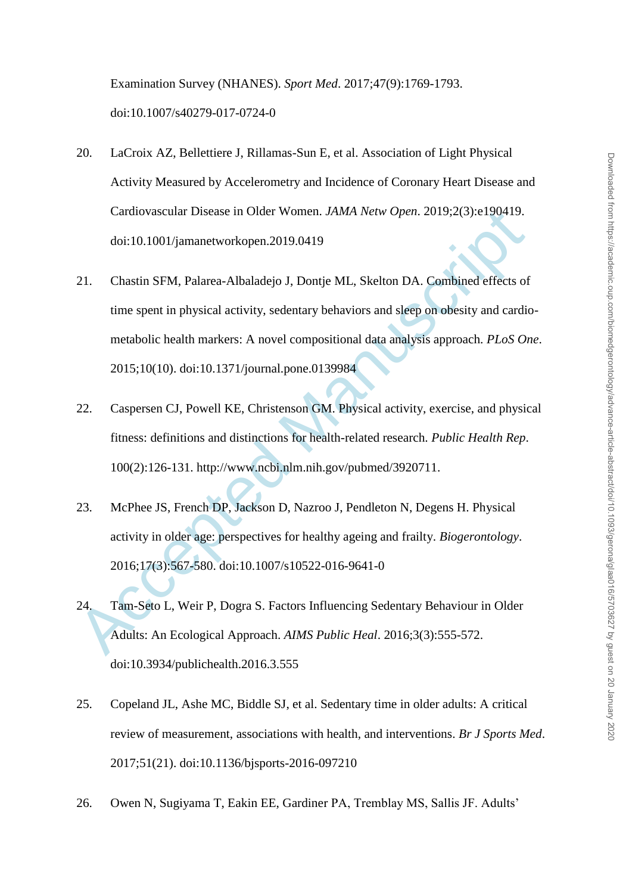Examination Survey (NHANES). *Sport Med*. 2017;47(9):1769-1793. doi:10.1007/s40279-017-0724-0

20. LaCroix AZ, Bellettiere J, Rillamas-Sun E, et al. Association of Light Physical Activity Measured by Accelerometry and Incidence of Coronary Heart Disease and Cardiovascular Disease in Older Women. *JAMA Netw Open*. 2019;2(3):e190419. doi:10.1001/jamanetworkopen.2019.0419

21. Chastin SFM, Palarea-Albaladejo J, Dontje ML, Skelton DA. Combined effects of time spent in physical activity, sedentary behaviors and sleep on obesity and cardio-metabolic health markers: A novel compositional data analysis approach. *PLoS One*. 2015;10(10). doi:10.1371/journal.pone.0139984

22. Caspersen CJ, Powell KE, Christenson GM. Physical activity, exercise, and physical fitness: definitions and distinctions for health-related research. *Public Health Rep*. 100(2):126-131. http://www.ncbi.nlm.nih.gov/pubmed/3920711.

23. McPhee JS, French DP, Jackson D, Nazroo J, Pendleton N, Degens H. Physical activity in older age: perspectives for healthy ageing and frailty. *Biogerontology*. 2016;17(3):567-580. doi:10.1007/s10522-016-9641-0

24. Tam-Seto L, Weir P, Dogra S. Factors Influencing Sedentary Behaviour in Older Adults: An Ecological Approach. *AIMS Public Heal*. 2016;3(3):555-572. doi:10.3934/publichealth.2016.3.555

25. Copeland JL, Ashe MC, Biddle SJ, et al. Sedentary time in older adults: A critical review of measurement, associations with health, and interventions. *Br J Sports Med*. 2017;51(21). doi:10.1136/bjsports-2016-097210

26. Owen N, Sugiyama T, Eakin EE, Gardiner PA, Tremblay MS, Sallis JF. Adults'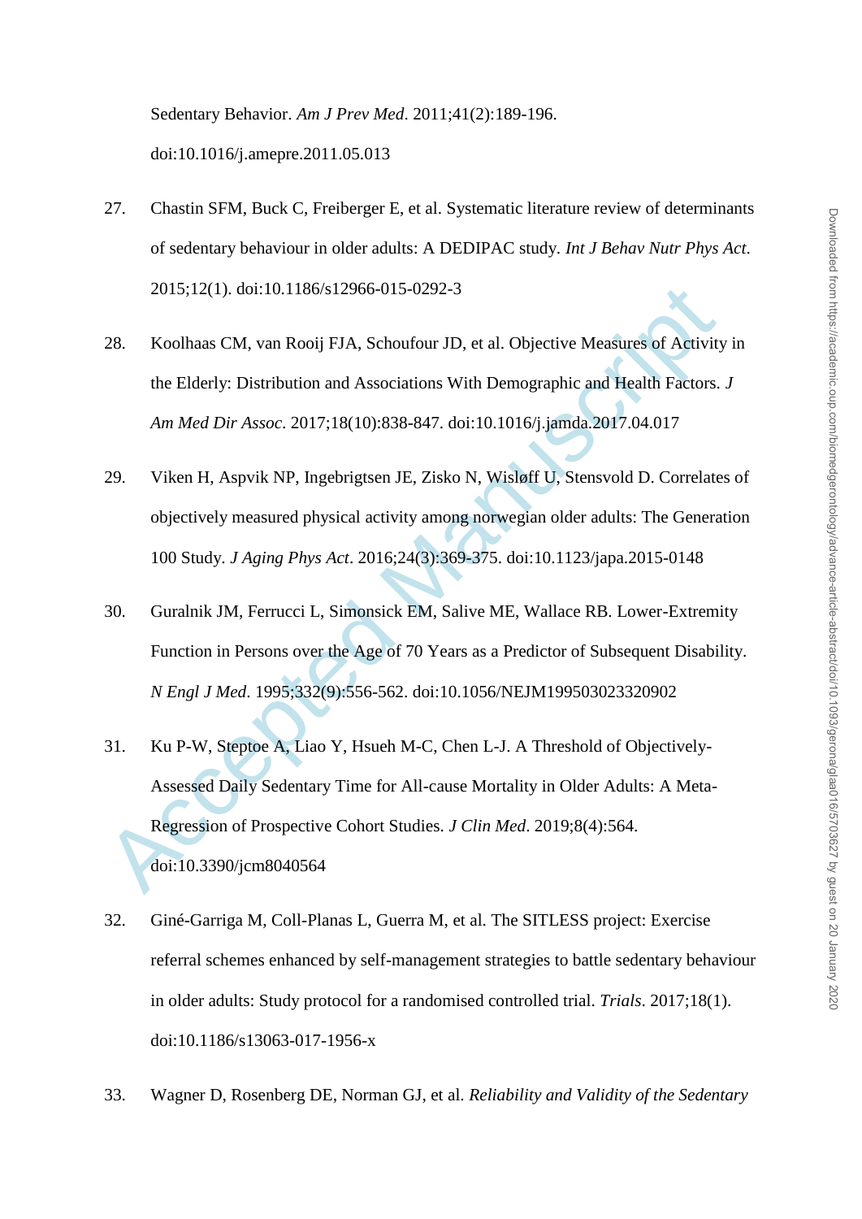Sedentary Behavior. *Am J Prev Med*. 2011;41(2):189-196. doi:10.1016/j.amepre.2011.05.013

27. Chastin SFM, Buck C, Freiberger E, et al. Systematic literature review of determinants of sedentary behaviour in older adults: A DEDIPAC study. *Int J Behav Nutr Phys Act*. 2015;12(1). doi:10.1186/s12966-015-0292-3

28. Koolhaas CM, van Rooij FJA, Schoufour JD, et al. Objective Measures of Activity in the Elderly: Distribution and Associations With Demographic and Health Factors. *J Am Med Dir Assoc*. 2017;18(10):838-847. doi:10.1016/j.jamda.2017.04.017

29. Viken H, Aspvik NP, Ingebrigtsen JE, Zisko N, Wisløff U, Stensvold D. Correlates of objectively measured physical activity among norwegian older adults: The Generation 100 Study. *J Aging Phys Act*. 2016;24(3):369-375. doi:10.1123/japa.2015-0148

30. Guralnik JM, Ferrucci L, Simonsick EM, Salive ME, Wallace RB. Lower-Extremity Function in Persons over the Age of 70 Years as a Predictor of Subsequent Disability. *N Engl J Med*. 1995;332(9):556-562. doi:10.1056/NEJM199503023320902

31. Ku P-W, Steptoe A, Liao Y, Hsueh M-C, Chen L-J. A Threshold of Objectively-Assessed Daily Sedentary Time for All-cause Mortality in Older Adults: A Meta-Regression of Prospective Cohort Studies. *J Clin Med*. 2019;8(4):564. doi:10.3390/jcm8040564

32. Giné-Garriga M, Coll-Planas L, Guerra M, et al. The SITLESS project: Exercise referral schemes enhanced by self-management strategies to battle sedentary behaviour in older adults: Study protocol for a randomised controlled trial. *Trials*. 2017;18(1). doi:10.1186/s13063-017-1956-x

33. Wagner D, Rosenberg DE, Norman GJ, et al. *Reliability and Validity of the Sedentary*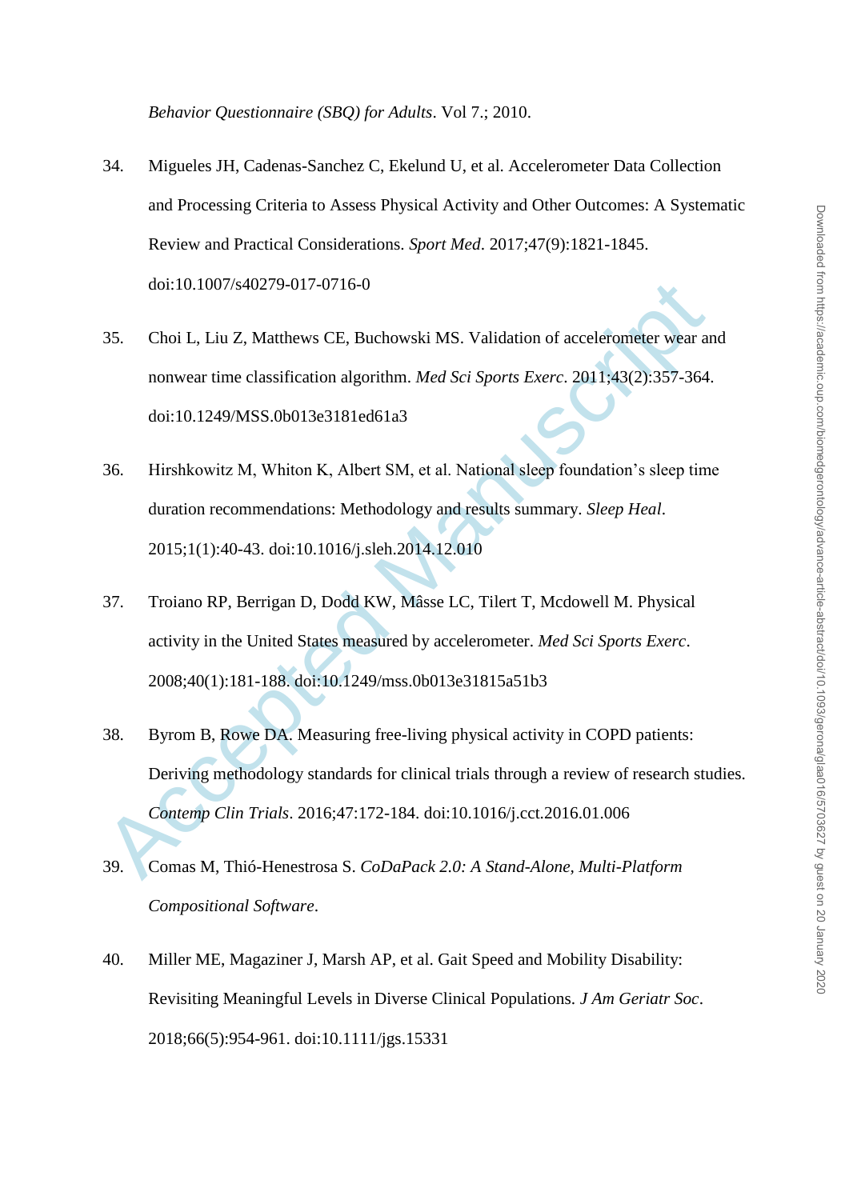*Behavior Questionnaire (SBQ) for Adults*. Vol 7.; 2010.

34. Migueles JH, Cadenas-Sanchez C, Ekelund U, et al. Accelerometer Data Collection and Processing Criteria to Assess Physical Activity and Other Outcomes: A Systematic Review and Practical Considerations. *Sport Med*. 2017;47(9):1821-1845. doi:10.1007/s40279-017-0716-0

35. Choi L, Liu Z, Matthews CE, Buchowski MS. Validation of accelerometer wear and nonwear time classification algorithm. *Med Sci Sports Exerc*. 2011;43(2):357-364. doi:10.1249/MSS.0b013e3181ed61a3

36. Hirshkowitz M, Whiton K, Albert SM, et al. National sleep foundation's sleep time duration recommendations: Methodology and results summary. *Sleep Heal*. 2015;1(1):40-43. doi:10.1016/j.sleh.2014.12.010

37. Troiano RP, Berrigan D, Dodd KW, Mâsse LC, Tilert T, Mcdowell M. Physical activity in the United States measured by accelerometer. *Med Sci Sports Exerc*. 2008;40(1):181-188. doi:10.1249/mss.0b013e31815a51b3

38. Byrom B, Rowe DA. Measuring free-living physical activity in COPD patients: Deriving methodology standards for clinical trials through a review of research studies. *Contemp Clin Trials*. 2016;47:172-184. doi:10.1016/j.cct.2016.01.006

39. Comas M, Thió-Henestrosa S. *CoDaPack 2.0: A Stand-Alone, Multi-Platform Compositional Software*.

40. Miller ME, Magaziner J, Marsh AP, et al. Gait Speed and Mobility Disability: Revisiting Meaningful Levels in Diverse Clinical Populations. *J Am Geriatr Soc*. 2018;66(5):954-961. doi:10.1111/jgs.15331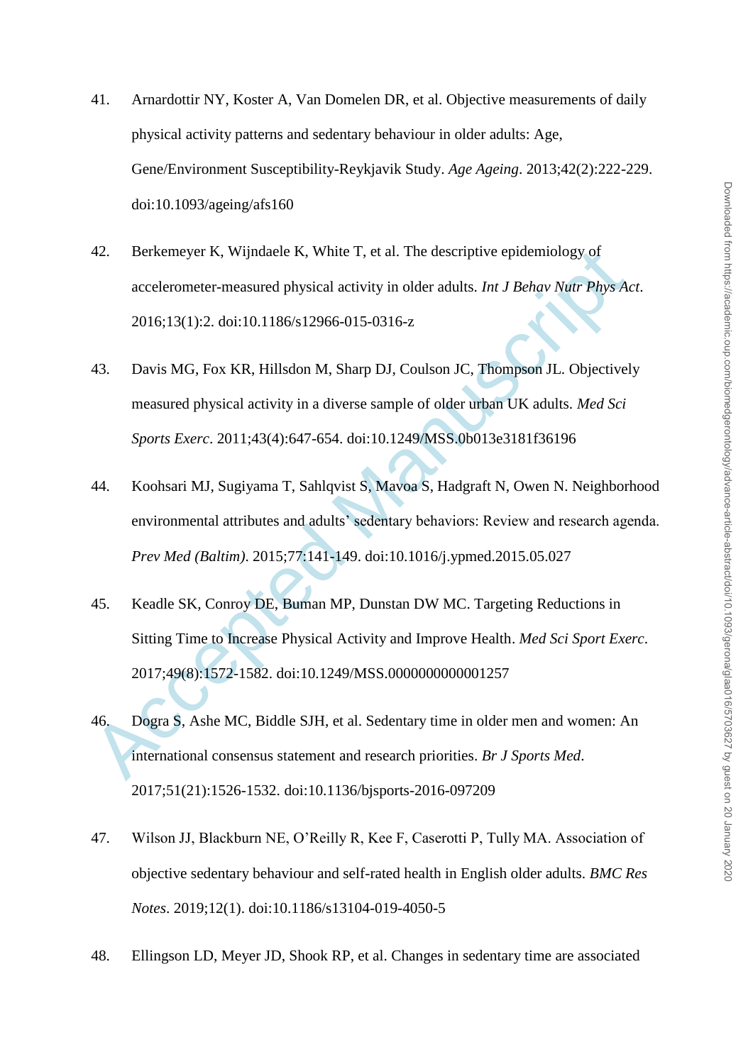41. Arnardottir NY, Koster A, Van Domelen DR, et al. Objective measurements of daily physical activity patterns and sedentary behaviour in older adults: Age, Gene/Environment Susceptibility-Reykjavik Study. *Age Ageing*. 2013;42(2):222-229. doi:10.1093/ageing/afs160

42. Berkemeyer K, Wijndaele K, White T, et al. The descriptive epidemiology of accelerometer-measured physical activity in older adults. *Int J Behav Nutr Phys Act*. 2016;13(1):2. doi:10.1186/s12966-015-0316-z

43. Davis MG, Fox KR, Hillsdon M, Sharp DJ, Coulson JC, Thompson JL. Objectively measured physical activity in a diverse sample of older urban UK adults. *Med Sci Sports Exerc*. 2011;43(4):647-654. doi:10.1249/MSS.0b013e3181f36196

44. Koohsari MJ, Sugiyama T, Sahlqvist S, Mavoa S, Hadgraft N, Owen N. Neighborhood environmental attributes and adults' sedentary behaviors: Review and research agenda. *Prev Med (Baltim)*. 2015;77:141-149. doi:10.1016/j.ypmed.2015.05.027

45. Keadle SK, Conroy DE, Buman MP, Dunstan DW MC. Targeting Reductions in Sitting Time to Increase Physical Activity and Improve Health. *Med Sci Sport Exerc*. 2017;49(8):1572-1582. doi:10.1249/MSS.0000000000001257

46. Dogra S, Ashe MC, Biddle SJH, et al. Sedentary time in older men and women: An international consensus statement and research priorities. *Br J Sports Med*. 2017;51(21):1526-1532. doi:10.1136/bjsports-2016-097209

47. Wilson JJ, Blackburn NE, O'Reilly R, Kee F, Caserotti P, Tully MA. Association of objective sedentary behaviour and self-rated health in English older adults. *BMC Res Notes*. 2019;12(1). doi:10.1186/s13104-019-4050-5

48. Ellingson LD, Meyer JD, Shook RP, et al. Changes in sedentary time are associated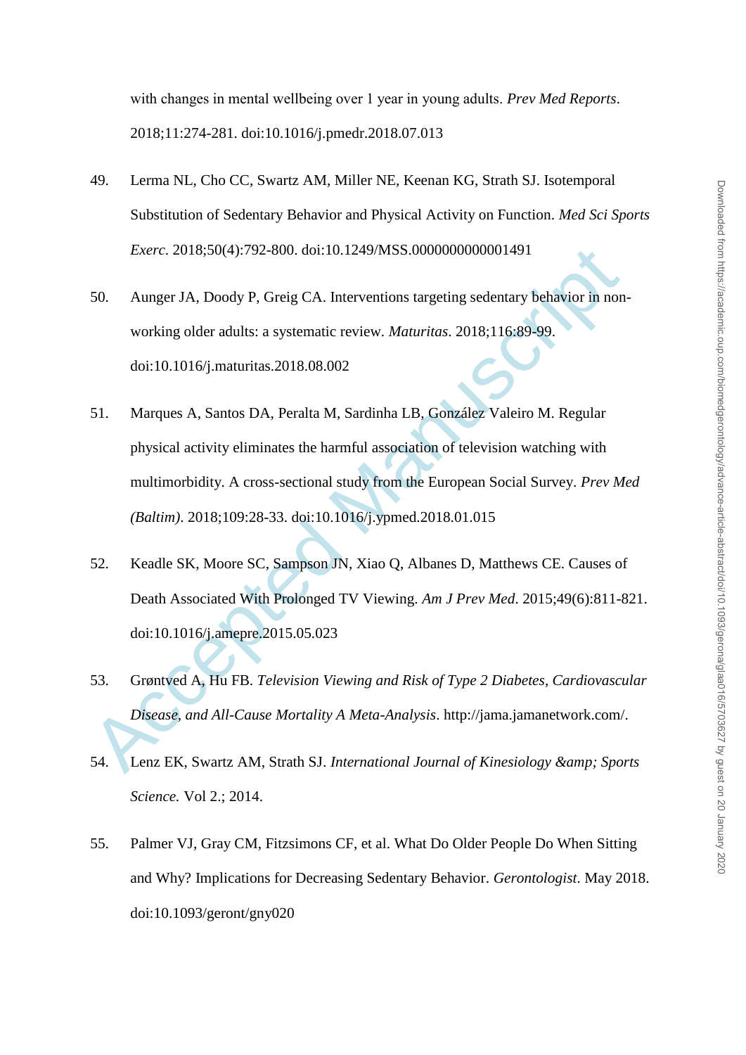with changes in mental wellbeing over 1 year in young adults. *Prev Med Reports*. 2018;11:274-281. doi:10.1016/j.pmedr.2018.07.013

49. Lerma NL, Cho CC, Swartz AM, Miller NE, Keenan KG, Strath SJ. Isotemporal Substitution of Sedentary Behavior and Physical Activity on Function. *Med Sci Sports Exerc*. 2018;50(4):792-800. doi:10.1249/MSS.0000000000001491

50. Aunger JA, Doody P, Greig CA. Interventions targeting sedentary behavior in non-working older adults: a systematic review. *Maturitas*. 2018;116:89-99. doi:10.1016/j.maturitas.2018.08.002

51. Marques A, Santos DA, Peralta M, Sardinha LB, González Valeiro M. Regular physical activity eliminates the harmful association of television watching with multimorbidity. A cross-sectional study from the European Social Survey. *Prev Med (Baltim)*. 2018;109:28-33. doi:10.1016/j.ypmed.2018.01.015

52. Keadle SK, Moore SC, Sampson JN, Xiao Q, Albanes D, Matthews CE. Causes of Death Associated With Prolonged TV Viewing. *Am J Prev Med*. 2015;49(6):811-821. doi:10.1016/j.amepre.2015.05.023

53. Grøntved A, Hu FB. *Television Viewing and Risk of Type 2 Diabetes, Cardiovascular Disease, and All-Cause Mortality A Meta-Analysis*. http://jama.jamanetwork.com/.

54. Lenz EK, Swartz AM, Strath SJ. *International Journal of Kinesiology &amp; Sports Science.* Vol 2.; 2014.

55. Palmer VJ, Gray CM, Fitzsimons CF, et al. What Do Older People Do When Sitting and Why? Implications for Decreasing Sedentary Behavior. *Gerontologist*. May 2018. doi:10.1093/geront/gny020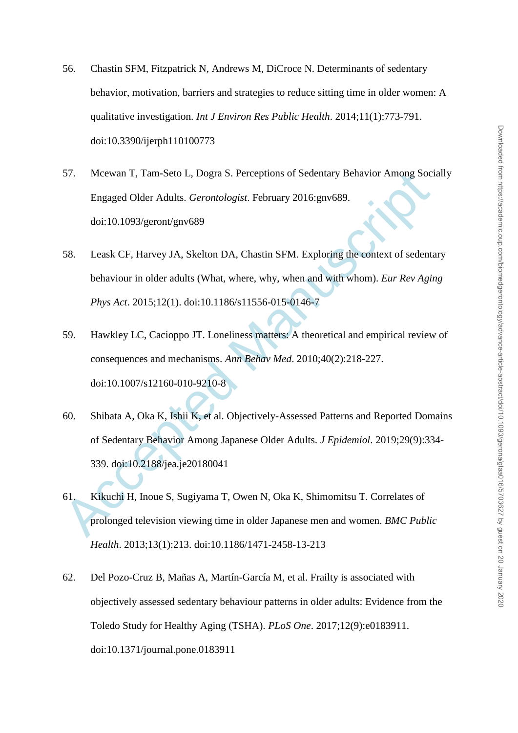56. Chastin SFM, Fitzpatrick N, Andrews M, DiCroce N. Determinants of sedentary behavior, motivation, barriers and strategies to reduce sitting time in older women: A qualitative investigation. *Int J Environ Res Public Health*. 2014;11(1):773-791. doi:10.3390/ijerph110100773

57. Mcewan T, Tam-Seto L, Dogra S. Perceptions of Sedentary Behavior Among Socially Engaged Older Adults. *Gerontologist*. February 2016:gnv689. doi:10.1093/geront/gnv689

58. Leask CF, Harvey JA, Skelton DA, Chastin SFM. Exploring the context of sedentary behaviour in older adults (What, where, why, when and with whom). *Eur Rev Aging Phys Act*. 2015;12(1). doi:10.1186/s11556-015-0146-7

59. Hawkley LC, Cacioppo JT. Loneliness matters: A theoretical and empirical review of consequences and mechanisms. *Ann Behav Med*. 2010;40(2):218-227. doi:10.1007/s12160-010-9210-8

60. Shibata A, Oka K, Ishii K, et al. Objectively-Assessed Patterns and Reported Domains of Sedentary Behavior Among Japanese Older Adults. *J Epidemiol*. 2019;29(9):334-339. doi:10.2188/jea.je20180041

61. Kikuchi H, Inoue S, Sugiyama T, Owen N, Oka K, Shimomitsu T. Correlates of prolonged television viewing time in older Japanese men and women. *BMC Public Health*. 2013;13(1):213. doi:10.1186/1471-2458-13-213

62. Del Pozo-Cruz B, Mañas A, Martín-García M, et al. Frailty is associated with objectively assessed sedentary behaviour patterns in older adults: Evidence from the Toledo Study for Healthy Aging (TSHA). *PLoS One*. 2017;12(9):e0183911. doi:10.1371/journal.pone.0183911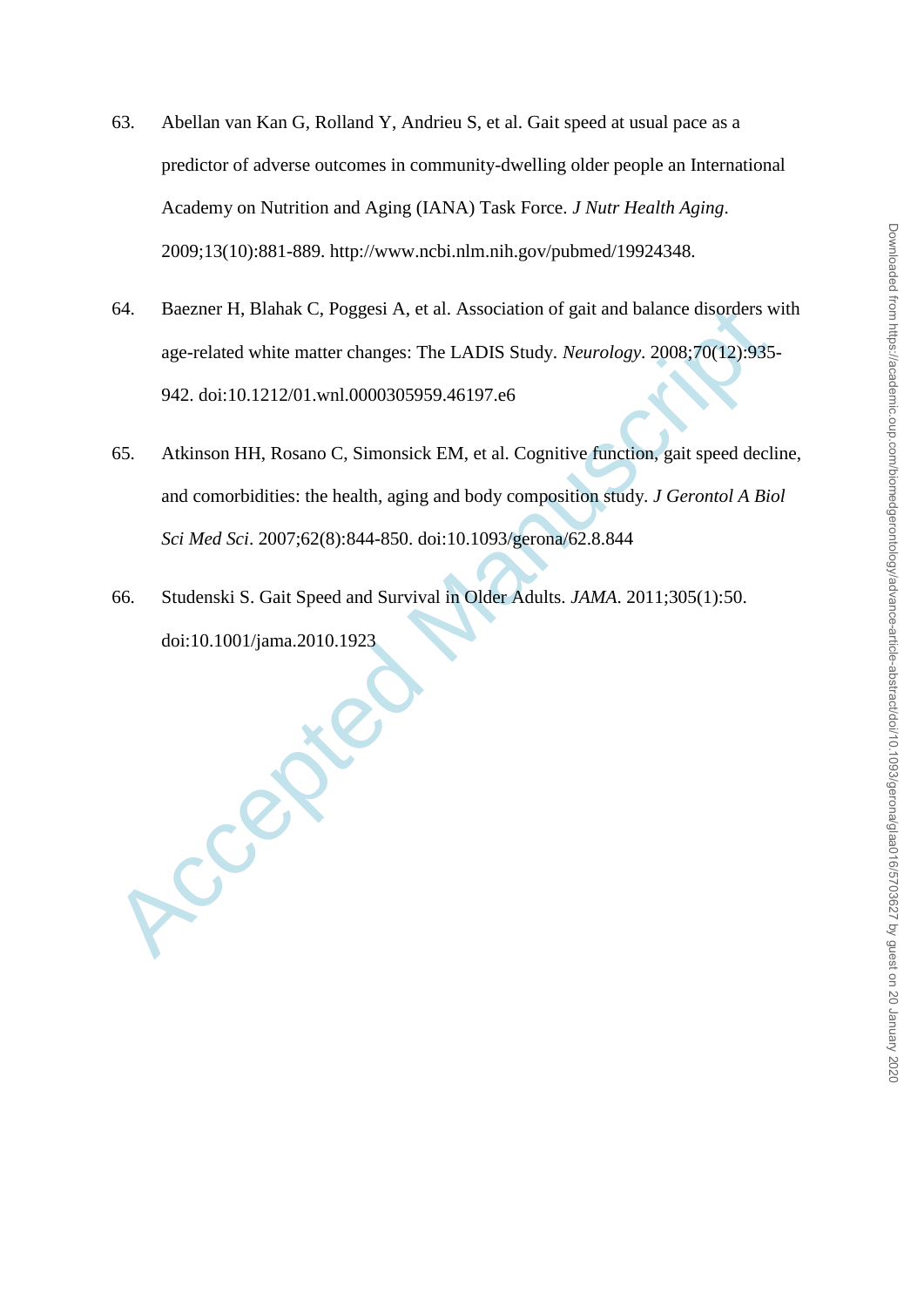63. Abellan van Kan G, Rolland Y, Andrieu S, et al. Gait speed at usual pace as a predictor of adverse outcomes in community-dwelling older people an International Academy on Nutrition and Aging (IANA) Task Force. *J Nutr Health Aging*. 2009;13(10):881-889. http://www.ncbi.nlm.nih.gov/pubmed/19924348.

64. Baezner H, Blahak C, Poggesi A, et al. Association of gait and balance disorders with age-related white matter changes: The LADIS Study. *Neurology*. 2008;70(12):935-942. doi:10.1212/01.wnl.0000305959.46197.e6

65. Atkinson HH, Rosano C, Simonsick EM, et al. Cognitive function, gait speed decline, and comorbidities: the health, aging and body composition study. *J Gerontol A Biol Sci Med Sci*. 2007;62(8):844-850. doi:10.1093/gerona/62.8.844

66. Studenski S. Gait Speed and Survival in Older Adults. *JAMA*. 2011;305(1):50. doi:10.1001/jama.2010.1923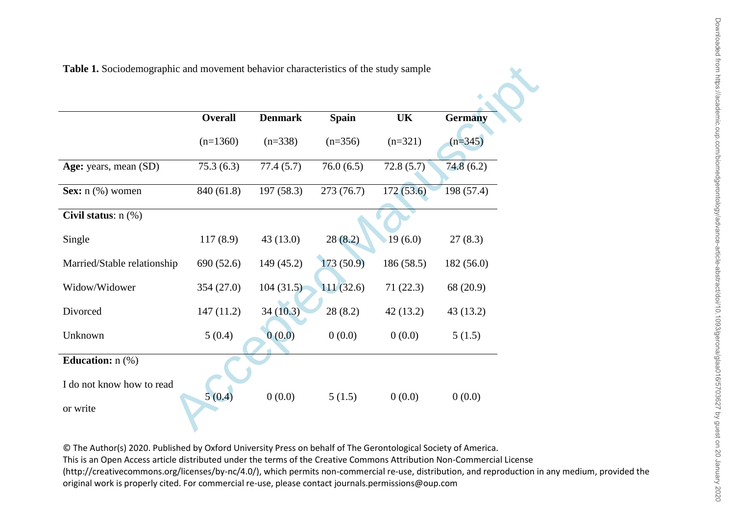**Table 1.** Sociodemographic and movement behavior characteristics of the study sample

| | Overall (n=1360) | Denmark (n=338) | Spain (n=356) | UK (n=321) | Germany (n=345) |
|---|---|---|---|---|---|
| **Age:** years, mean (SD) | 75.3 (6.3) | 77.4 (5.7) | 76.0 (6.5) | 72.8 (5.7) | 74.8 (6.2) |
| **Sex:** n (%) women | 840 (61.8) | 197 (58.3) | 273 (76.7) | 172 (53.6) | 198 (57.4) |
| **Civil status**: n (%) | | | | | |
| Single | 117 (8.9) | 43 (13.0) | 28 (8.2) | 19 (6.0) | 27 (8.3) |
| Married/Stable relationship | 690 (52.6) | 149 (45.2) | 173 (50.9) | 186 (58.5) | 182 (56.0) |
| Widow/Widower | 354 (27.0) | 104 (31.5) | 111 (32.6) | 71 (22.3) | 68 (20.9) |
| Divorced | 147 (11.2) | 34 (10.3) | 28 (8.2) | 42 (13.2) | 43 (13.2) |
| Unknown | 5 (0.4) | 0 (0.0) | 0 (0.0) | 0 (0.0) | 5 (1.5) |
| **Education:** n (%) | | | | | |
| I do not know how to read or write | 5 (0.4) | 0 (0.0) | 5 (1.5) | 0 (0.0) | 0 (0.0) |

© The Author(s) 2020. Published by Oxford University Press on behalf of The Gerontological Society of America.
This is an Open Access article distributed under the terms of the Creative Commons Attribution Non-Commercial License (http://creativecommons.org/licenses/by-nc/4.0/), which permits non-commercial re-use, distribution, and reproduction in any medium, provided the original work is properly cited. For commercial re-use, please contact journals.permissions@oup.com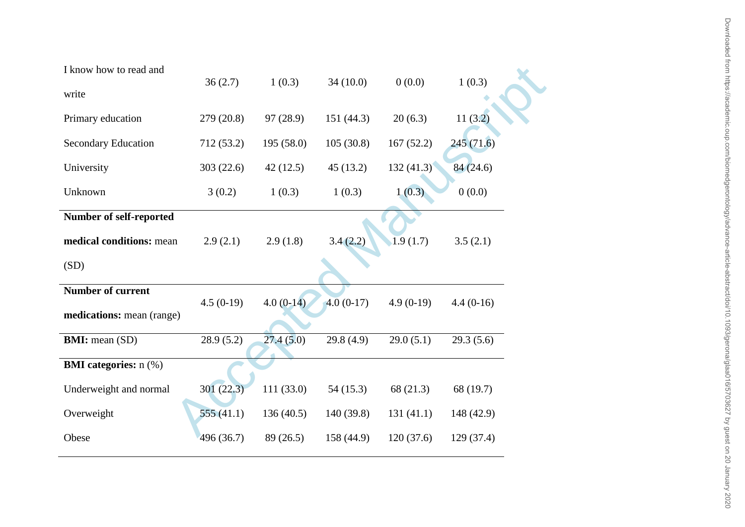| | | | | | |
|---|---|---|---|---|---|
| I know how to read and write | 36 (2.7) | 1 (0.3) | 34 (10.0) | 0 (0.0) | 1 (0.3) |
| Primary education | 279 (20.8) | 97 (28.9) | 151 (44.3) | 20 (6.3) | 11 (3.2) |
| Secondary Education | 712 (53.2) | 195 (58.0) | 105 (30.8) | 167 (52.2) | 245 (71.6) |
| University | 303 (22.6) | 42 (12.5) | 45 (13.2) | 132 (41.3) | 84 (24.6) |
| Unknown | 3 (0.2) | 1 (0.3) | 1 (0.3) | 1 (0.3) | 0 (0.0) |
| **Number of self-reported medical conditions:** mean (SD) | 2.9 (2.1) | 2.9 (1.8) | 3.4 (2.2) | 1.9 (1.7) | 3.5 (2.1) |
| **Number of current medications:** mean (range) | 4.5 (0-19) | 4.0 (0-14) | 4.0 (0-17) | 4.9 (0-19) | 4.4 (0-16) |
| **BMI:** mean (SD) | 28.9 (5.2) | 27.4 (5.0) | 29.8 (4.9) | 29.0 (5.1) | 29.3 (5.6) |
| **BMI categories:** n (%) | | | | | |
| Underweight and normal | 301 (22.3) | 111 (33.0) | 54 (15.3) | 68 (21.3) | 68 (19.7) |
| Overweight | 555 (41.1) | 136 (40.5) | 140 (39.8) | 131 (41.1) | 148 (42.9) |
| Obese | 496 (36.7) | 89 (26.5) | 158 (44.9) | 120 (37.6) | 129 (37.4) |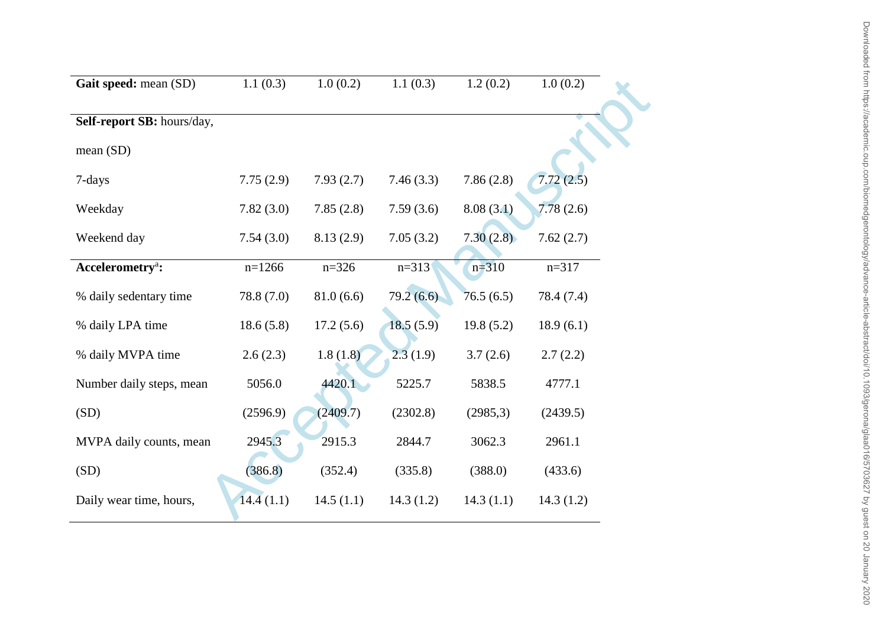| | | | | | |
|---|---|---|---|---|---|
| **Gait speed:** mean (SD) | 1.1 (0.3) | 1.0 (0.2) | 1.1 (0.3) | 1.2 (0.2) | 1.0 (0.2) |
| **Self-report SB:** hours/day, mean (SD) | | | | | |
| 7-days | 7.75 (2.9) | 7.93 (2.7) | 7.46 (3.3) | 7.86 (2.8) | 7.72 (2.5) |
| Weekday | 7.82 (3.0) | 7.85 (2.8) | 7.59 (3.6) | 8.08 (3.1) | 7.78 (2.6) |
| Weekend day | 7.54 (3.0) | 8.13 (2.9) | 7.05 (3.2) | 7.30 (2.8) | 7.62 (2.7) |
| **Accelerometry**[a]**:** | n=1266 | n=326 | n=313 | n=310 | n=317 |
| % daily sedentary time | 78.8 (7.0) | 81.0 (6.6) | 79.2 (6.6) | 76.5 (6.5) | 78.4 (7.4) |
| % daily LPA time | 18.6 (5.8) | 17.2 (5.6) | 18.5 (5.9) | 19.8 (5.2) | 18.9 (6.1) |
| % daily MVPA time | 2.6 (2.3) | 1.8 (1.8) | 2.3 (1.9) | 3.7 (2.6) | 2.7 (2.2) |
| Number daily steps, mean (SD) | 5056.0 (2596.9) | 4420.1 (2409.7) | 5225.7 (2302.8) | 5838.5 (2985,3) | 4777.1 (2439.5) |
| MVPA daily counts, mean (SD) | 2945.3 (386.8) | 2915.3 (352.4) | 2844.7 (335.8) | 3062.3 (388.0) | 2961.1 (433.6) |
| Daily wear time, hours, | 14.4 (1.1) | 14.5 (1.1) | 14.3 (1.2) | 14.3 (1.1) | 14.3 (1.2) |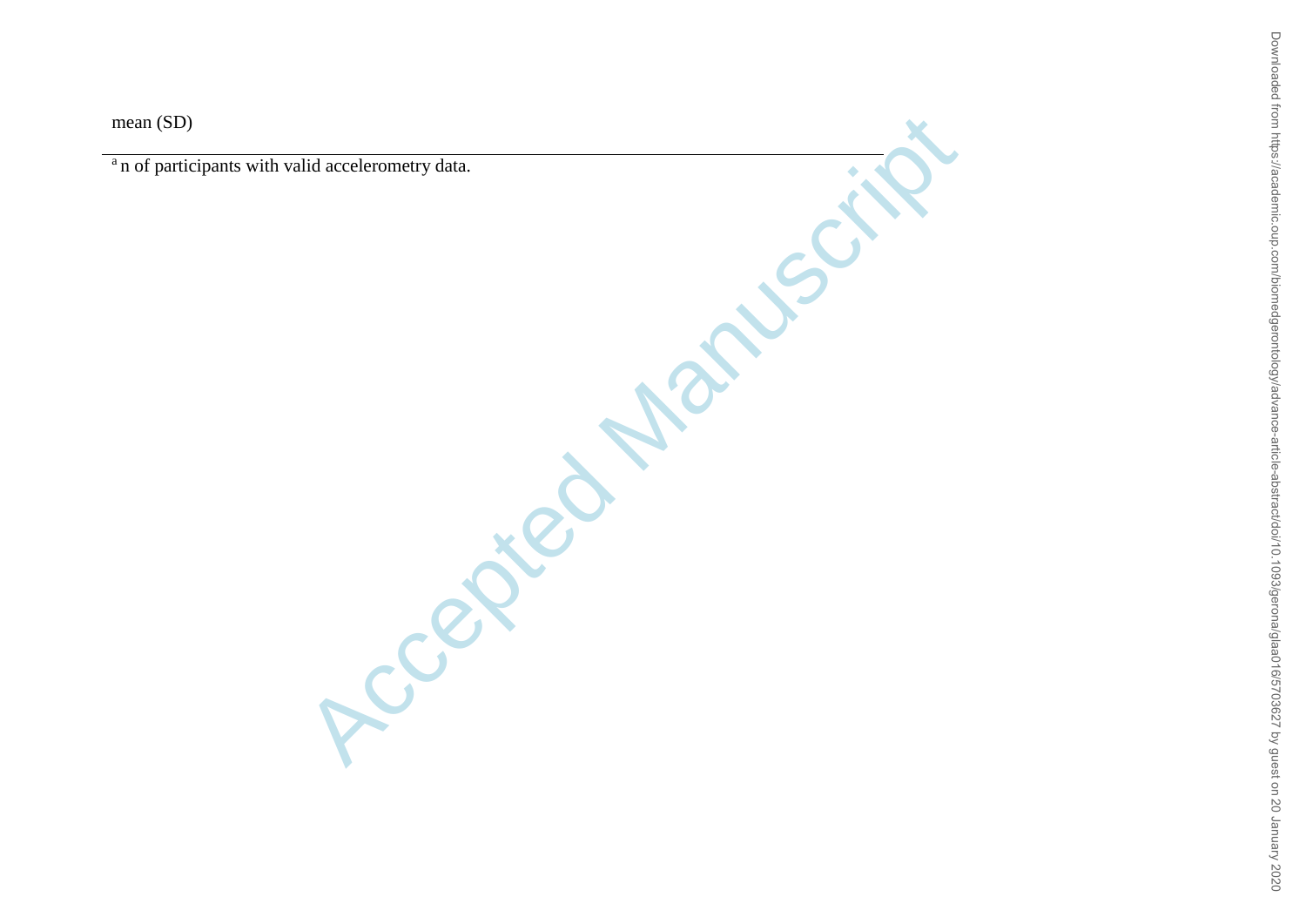mean (SD)

---

[a] n of participants with valid accelerometry data.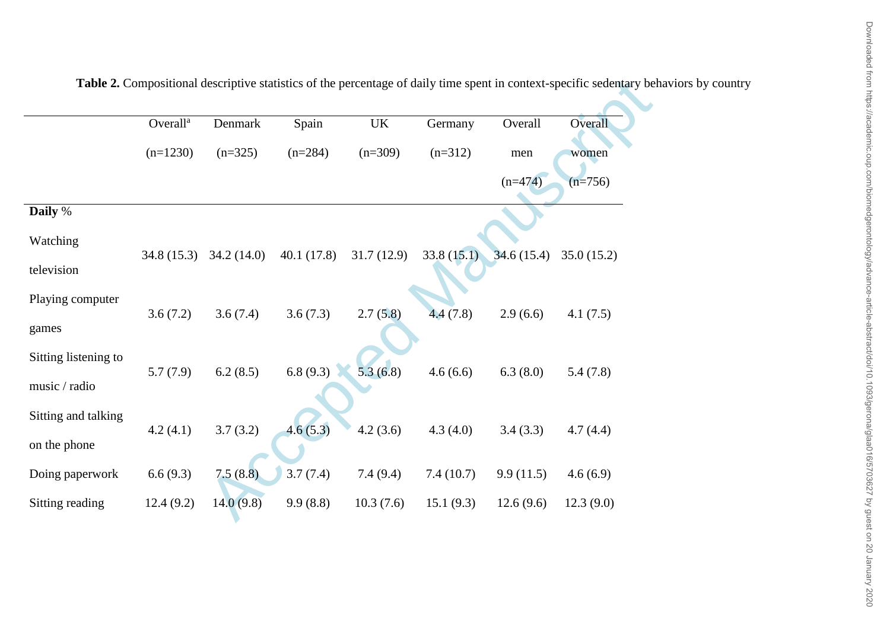**Table 2.** Compositional descriptive statistics of the percentage of daily time spent in context-specific sedentary behaviors by country

| | Overall[a] (n=1230) | Denmark (n=325) | Spain (n=284) | UK (n=309) | Germany (n=312) | Overall men (n=474) | Overall women (n=756) |
|---|---|---|---|---|---|---|---|
| **Daily** % | | | | | | | |
| Watching television | 34.8 (15.3) | 34.2 (14.0) | 40.1 (17.8) | 31.7 (12.9) | 33.8 (15.1) | 34.6 (15.4) | 35.0 (15.2) |
| Playing computer games | 3.6 (7.2) | 3.6 (7.4) | 3.6 (7.3) | 2.7 (5.8) | 4.4 (7.8) | 2.9 (6.6) | 4.1 (7.5) |
| Sitting listening to music / radio | 5.7 (7.9) | 6.2 (8.5) | 6.8 (9.3) | 5.3 (6.8) | 4.6 (6.6) | 6.3 (8.0) | 5.4 (7.8) |
| Sitting and talking on the phone | 4.2 (4.1) | 3.7 (3.2) | 4.6 (5.3) | 4.2 (3.6) | 4.3 (4.0) | 3.4 (3.3) | 4.7 (4.4) |
| Doing paperwork | 6.6 (9.3) | 7.5 (8.8) | 3.7 (7.4) | 7.4 (9.4) | 7.4 (10.7) | 9.9 (11.5) | 4.6 (6.9) |
| Sitting reading | 12.4 (9.2) | 14.0 (9.8) | 9.9 (8.8) | 10.3 (7.6) | 15.1 (9.3) | 12.6 (9.6) | 12.3 (9.0) |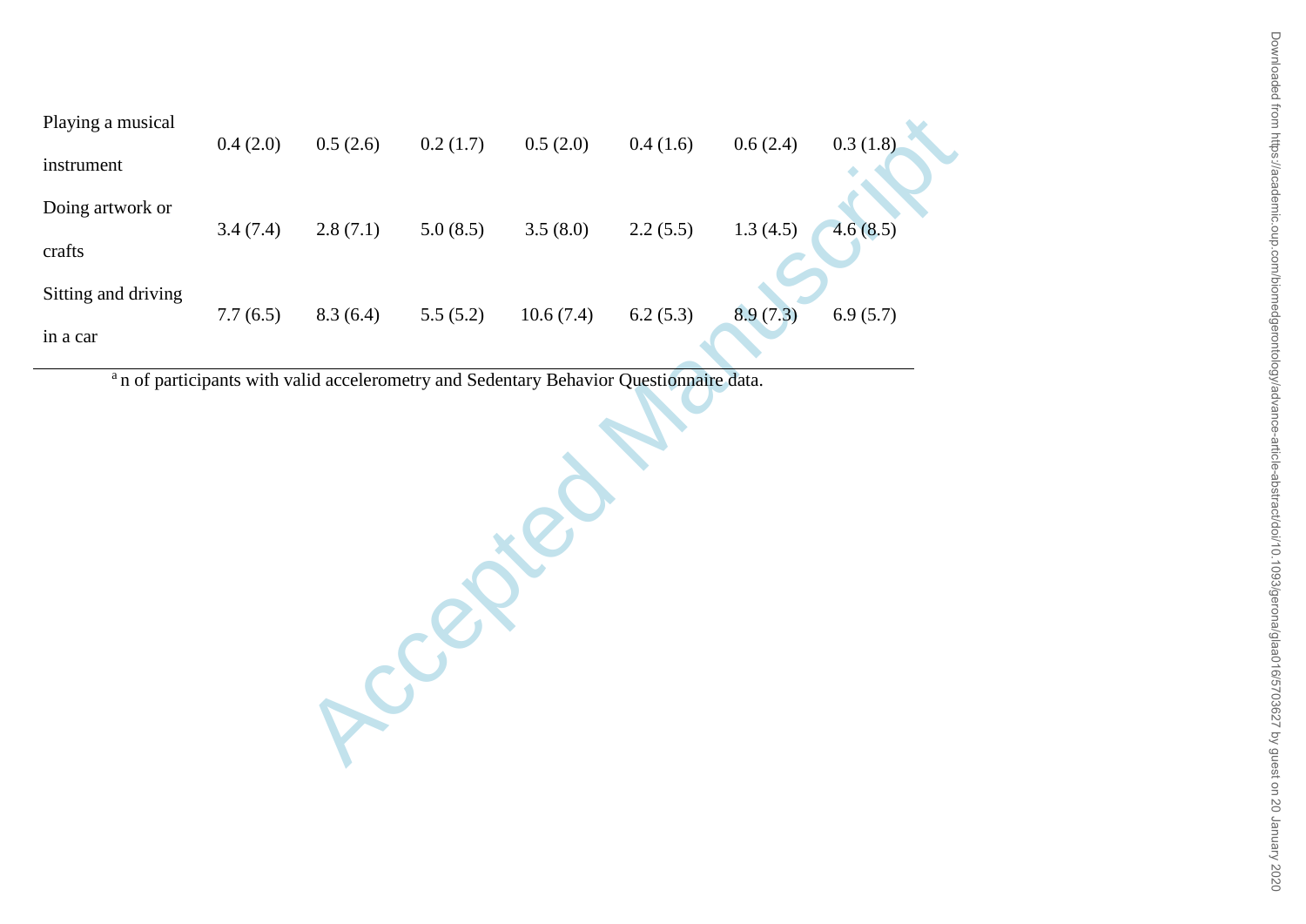| | | | | | | | |
|---|---|---|---|---|---|---|---|
| Playing a musical instrument | 0.4 (2.0) | 0.5 (2.6) | 0.2 (1.7) | 0.5 (2.0) | 0.4 (1.6) | 0.6 (2.4) | 0.3 (1.8) |
| Doing artwork or crafts | 3.4 (7.4) | 2.8 (7.1) | 5.0 (8.5) | 3.5 (8.0) | 2.2 (5.5) | 1.3 (4.5) | 4.6 (8.5) |
| Sitting and driving in a car | 7.7 (6.5) | 8.3 (6.4) | 5.5 (5.2) | 10.6 (7.4) | 6.2 (5.3) | 8.9 (7.3) | 6.9 (5.7) |

[a] n of participants with valid accelerometry and Sedentary Behavior Questionnaire data.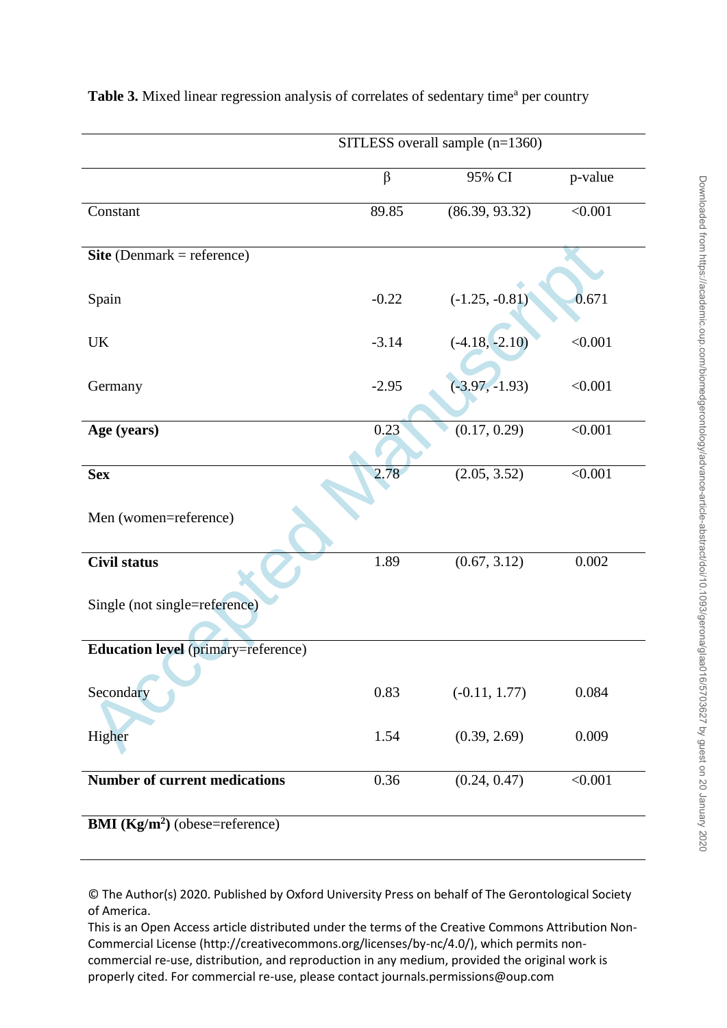**Table 3.** Mixed linear regression analysis of correlates of sedentary time[a] per country

| | SITLESS overall sample (n=1360) | | |
|---|---|---|---|
| | β | 95% CI | p-value |
| Constant | 89.85 | (86.39, 93.32) | <0.001 |
| **Site** (Denmark = reference) | | | |
| Spain | -0.22 | (-1.25, -0.81) | 0.671 |
| UK | -3.14 | (-4.18, -2.10) | <0.001 |
| Germany | -2.95 | (-3.97, -1.93) | <0.001 |
| **Age (years)** | 0.23 | (0.17, 0.29) | <0.001 |
| **Sex** | 2.78 | (2.05, 3.52) | <0.001 |
| Men (women=reference) | | | |
| **Civil status** | 1.89 | (0.67, 3.12) | 0.002 |
| Single (not single=reference) | | | |
| **Education level** (primary=reference) | | | |
| Secondary | 0.83 | (-0.11, 1.77) | 0.084 |
| Higher | 1.54 | (0.39, 2.69) | 0.009 |
| **Number of current medications** | 0.36 | (0.24, 0.47) | <0.001 |
| **BMI (Kg/m$^2$)** (obese=reference) | | | |

© The Author(s) 2020. Published by Oxford University Press on behalf of The Gerontological Society of America.
This is an Open Access article distributed under the terms of the Creative Commons Attribution Non-Commercial License (http://creativecommons.org/licenses/by-nc/4.0/), which permits non-commercial re-use, distribution, and reproduction in any medium, provided the original work is properly cited. For commercial re-use, please contact journals.permissions@oup.com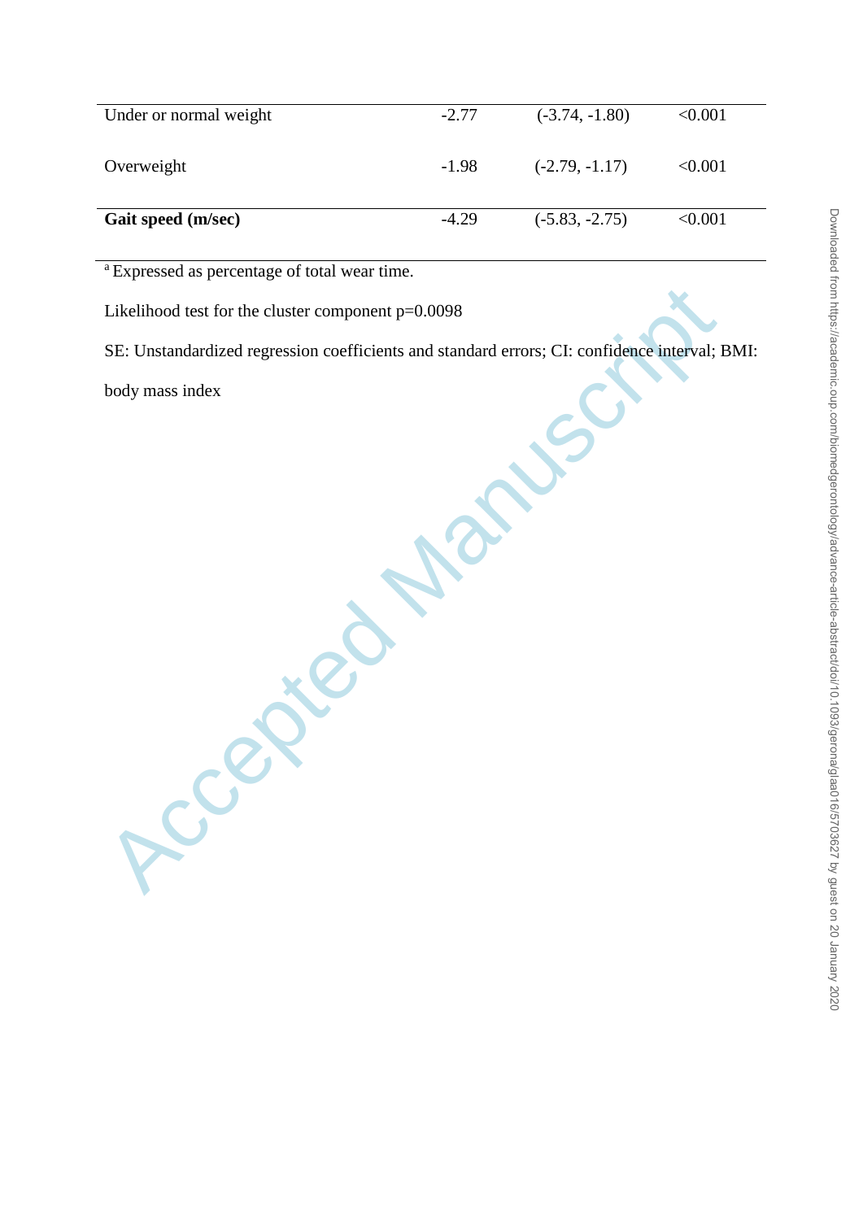| | | | |
|---|---|---|---|
| Under or normal weight | -2.77 | (-3.74, -1.80) | <0.001 |
| Overweight | -1.98 | (-2.79, -1.17) | <0.001 |
| **Gait speed (m/sec)** | -4.29 | (-5.83, -2.75) | <0.001 |

[a] Expressed as percentage of total wear time.

Likelihood test for the cluster component p=0.0098

SE: Unstandardized regression coefficients and standard errors; CI: confidence interval; BMI: body mass index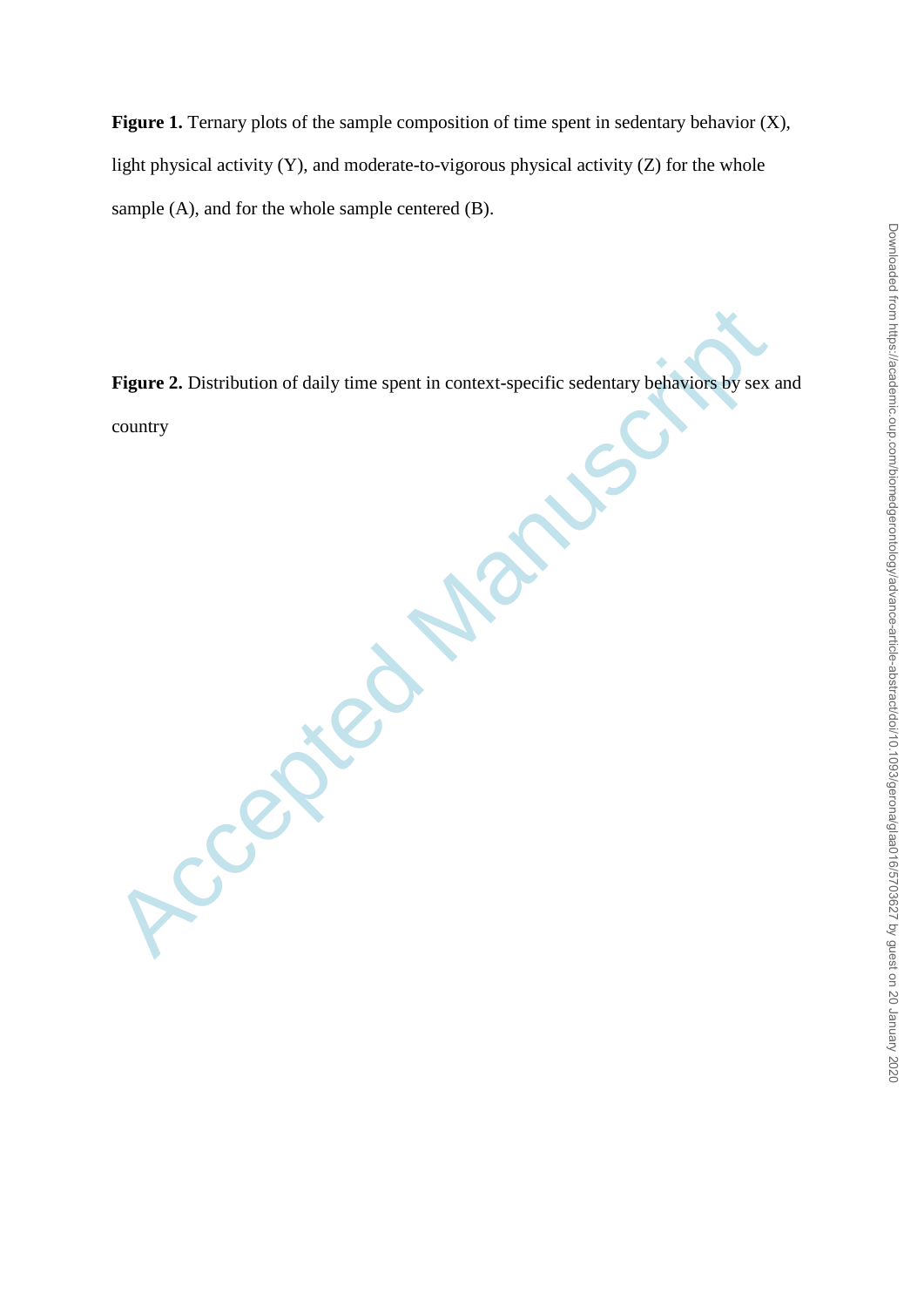**Figure 1.** Ternary plots of the sample composition of time spent in sedentary behavior (X), light physical activity (Y), and moderate-to-vigorous physical activity (Z) for the whole sample (A), and for the whole sample centered (B).

**Figure 2.** Distribution of daily time spent in context-specific sedentary behaviors by sex and country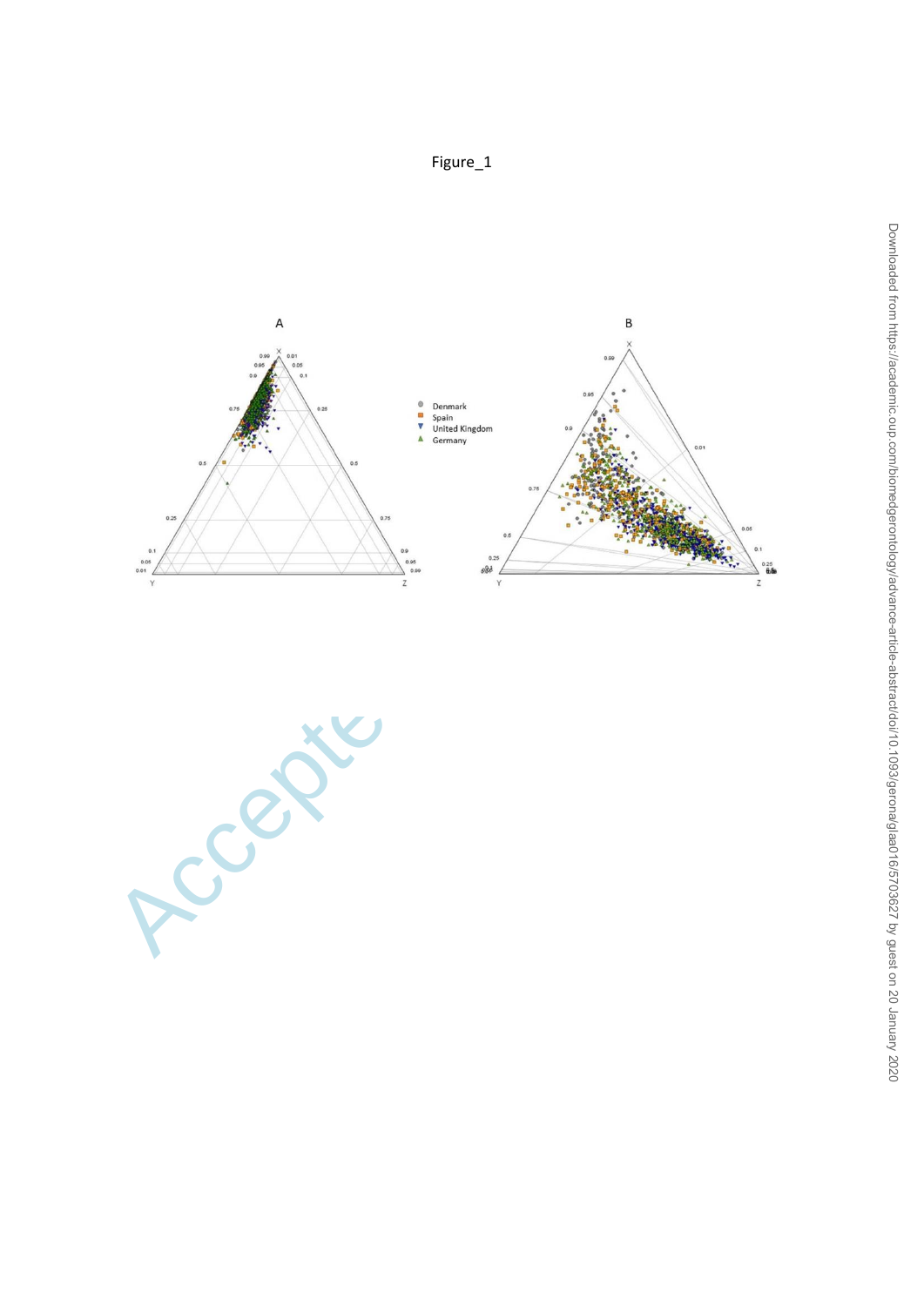Figure_1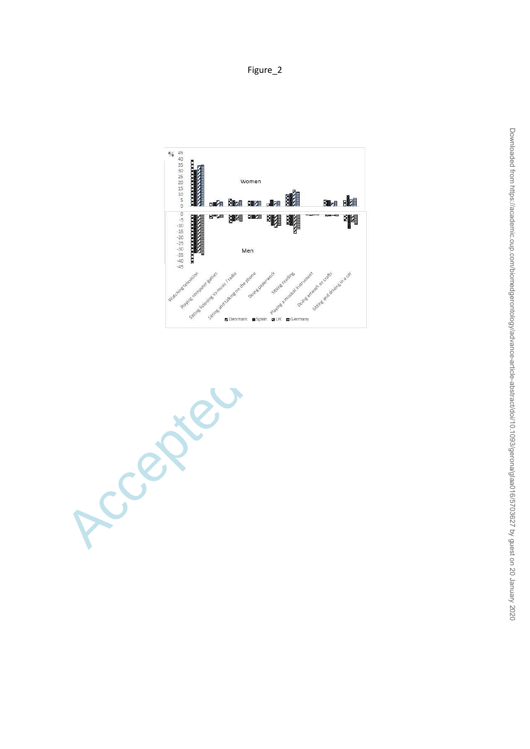Figure_2

%
45
40
35
30
25
20
15
10
5
0

Women

0
-5
-10
-15
-20
-25
-30
-35
-40
-45

Men

Watching television
Playing computer games
Sitting listening to music / radio
Sitting and talking on the phone
Doing paperwork
Sitting reading
Playing a musical instrument
Doing artwork or crafts
Sitting and driving in a car

Denmark
Spain
UK
Germany